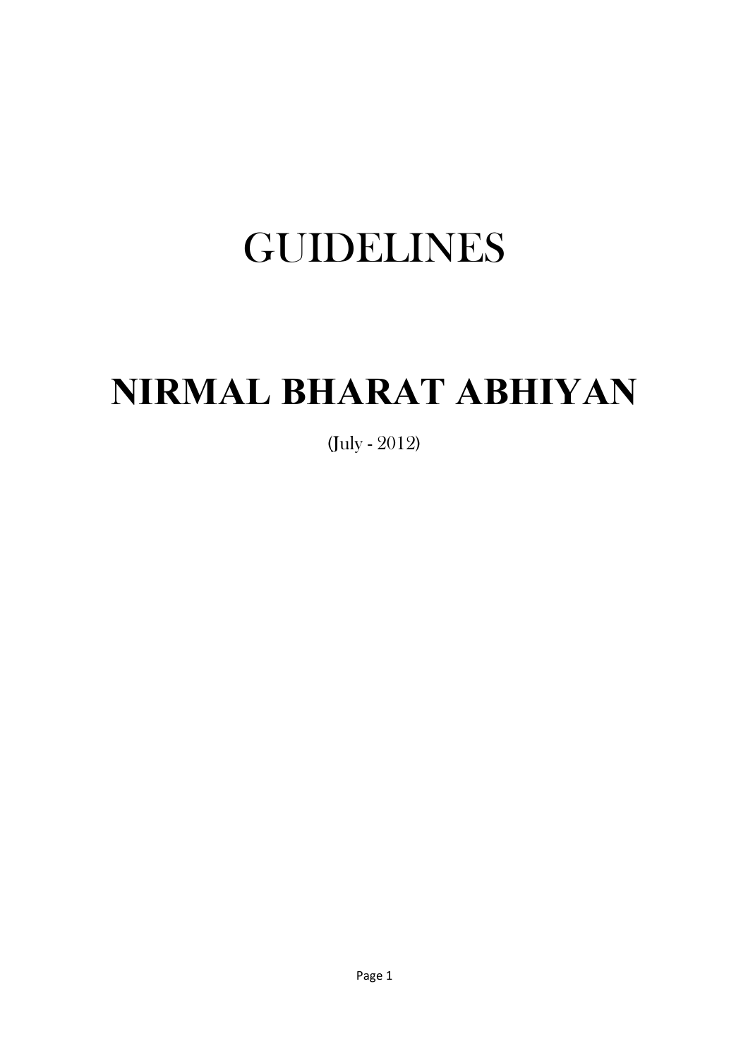# GUIDELINES

# NIRMAL BHARAT ABHIYAN

(July - 2012)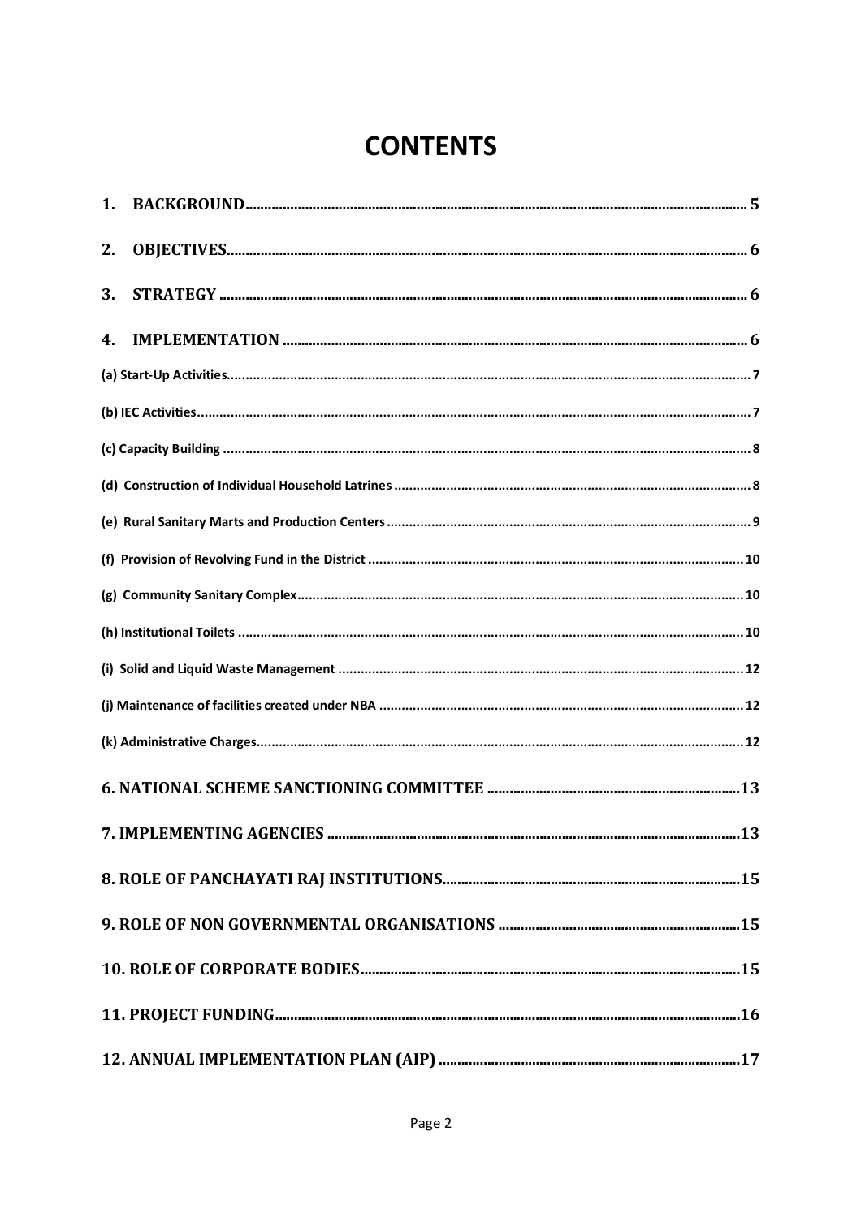# CONTENTS

1. **BACKGROUND** .......... 5

2. **OBJECTIVES** .......... 6

3. **STRATEGY** .......... 6

4. **IMPLEMENTATION** .......... 6

**(a) Start-Up Activities** .......... 7

**(b) IEC Activities** .......... 7

**(c) Capacity Building** .......... 8

**(d) Construction of Individual Household Latrines** .......... 8

**(e) Rural Sanitary Marts and Production Centers** .......... 9

**(f) Provision of Revolving Fund in the District** .......... 10

**(g) Community Sanitary Complex** .......... 10

**(h) Institutional Toilets** .......... 10

**(i) Solid and Liquid Waste Management** .......... 12

**(j) Maintenance of facilities created under NBA** .......... 12

**(k) Administrative Charges** .......... 12

**6. NATIONAL SCHEME SANCTIONING COMMITTEE** .......... 13

**7. IMPLEMENTING AGENCIES** .......... 13

**8. ROLE OF PANCHAYATI RAJ INSTITUTIONS** .......... 15

**9. ROLE OF NON GOVERNMENTAL ORGANISATIONS** .......... 15

**10. ROLE OF CORPORATE BODIES** .......... 15

**11. PROJECT FUNDING** .......... 16

**12. ANNUAL IMPLEMENTATION PLAN (AIP)** .......... 17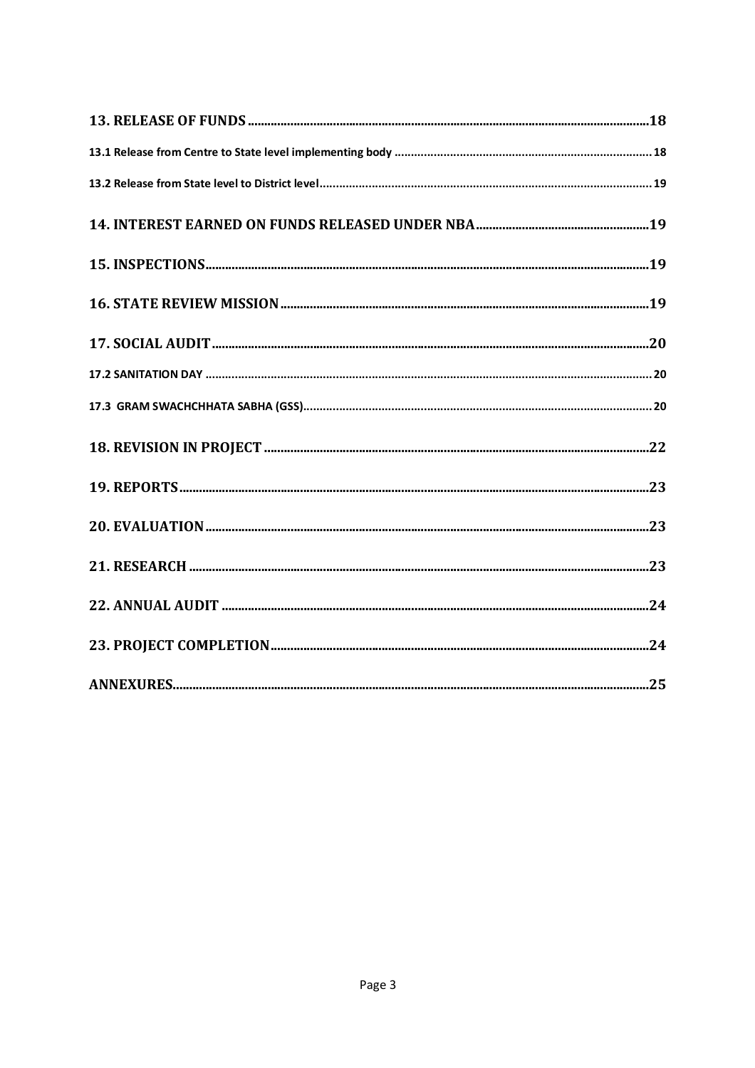**13. RELEASE OF FUNDS** ........................................................................ **18**

13.1 Release from Centre to State level implementing body ........................................................................ 18

13.2 Release from State level to District level ........................................................................ 19

**14. INTEREST EARNED ON FUNDS RELEASED UNDER NBA** ........................................................................ **19**

**15. INSPECTIONS** ........................................................................ **19**

**16. STATE REVIEW MISSION** ........................................................................ **19**

**17. SOCIAL AUDIT** ........................................................................ **20**

17.2 SANITATION DAY ........................................................................ 20

17.3 GRAM SWACHCHHATA SABHA (GSS) ........................................................................ 20

**18. REVISION IN PROJECT** ........................................................................ **22**

**19. REPORTS** ........................................................................ **23**

**20. EVALUATION** ........................................................................ **23**

**21. RESEARCH** ........................................................................ **23**

**22. ANNUAL AUDIT** ........................................................................ **24**

**23. PROJECT COMPLETION** ........................................................................ **24**

**ANNEXURES** ........................................................................ **25**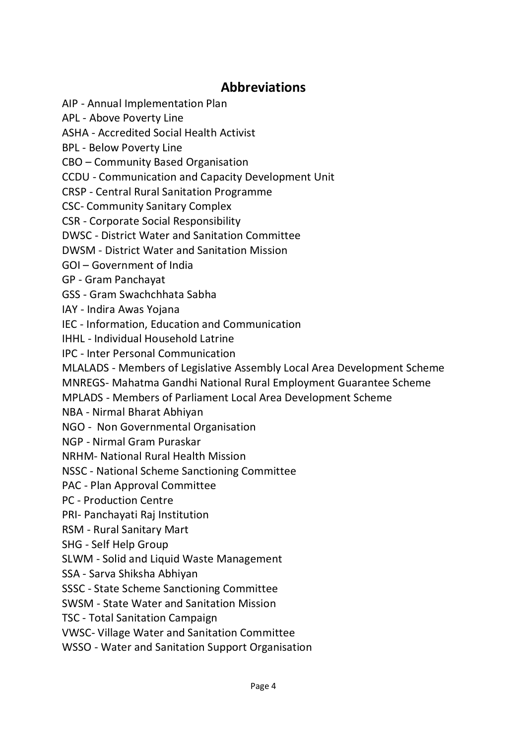## Abbreviations

AIP - Annual Implementation Plan
APL - Above Poverty Line
ASHA - Accredited Social Health Activist
BPL - Below Poverty Line
CBO – Community Based Organisation
CCDU - Communication and Capacity Development Unit
CRSP - Central Rural Sanitation Programme
CSC- Community Sanitary Complex
CSR - Corporate Social Responsibility
DWSC - District Water and Sanitation Committee
DWSM - District Water and Sanitation Mission
GOI – Government of India
GP - Gram Panchayat
GSS - Gram Swachchhata Sabha
IAY - Indira Awas Yojana
IEC - Information, Education and Communication
IHHL - Individual Household Latrine
IPC - Inter Personal Communication
MLALADS - Members of Legislative Assembly Local Area Development Scheme
MNREGS- Mahatma Gandhi National Rural Employment Guarantee Scheme
MPLADS - Members of Parliament Local Area Development Scheme
NBA - Nirmal Bharat Abhiyan
NGO - Non Governmental Organisation
NGP - Nirmal Gram Puraskar
NRHM- National Rural Health Mission
NSSC - National Scheme Sanctioning Committee
PAC - Plan Approval Committee
PC - Production Centre
PRI- Panchayati Raj Institution
RSM - Rural Sanitary Mart
SHG - Self Help Group
SLWM - Solid and Liquid Waste Management
SSA - Sarva Shiksha Abhiyan
SSSC - State Scheme Sanctioning Committee
SWSM - State Water and Sanitation Mission
TSC - Total Sanitation Campaign
VWSC- Village Water and Sanitation Committee
WSSO - Water and Sanitation Support Organisation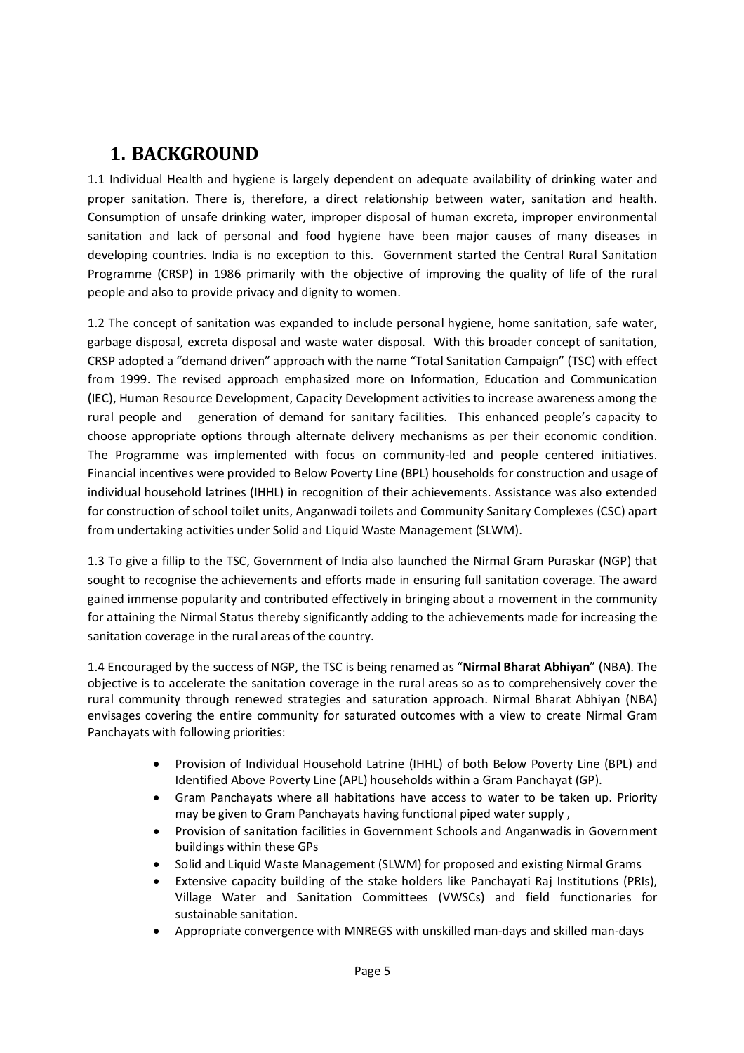# 1. BACKGROUND

1.1 Individual Health and hygiene is largely dependent on adequate availability of drinking water and proper sanitation. There is, therefore, a direct relationship between water, sanitation and health. Consumption of unsafe drinking water, improper disposal of human excreta, improper environmental sanitation and lack of personal and food hygiene have been major causes of many diseases in developing countries. India is no exception to this. Government started the Central Rural Sanitation Programme (CRSP) in 1986 primarily with the objective of improving the quality of life of the rural people and also to provide privacy and dignity to women.

1.2 The concept of sanitation was expanded to include personal hygiene, home sanitation, safe water, garbage disposal, excreta disposal and waste water disposal. With this broader concept of sanitation, CRSP adopted a "demand driven" approach with the name "Total Sanitation Campaign" (TSC) with effect from 1999. The revised approach emphasized more on Information, Education and Communication (IEC), Human Resource Development, Capacity Development activities to increase awareness among the rural people and generation of demand for sanitary facilities. This enhanced people's capacity to choose appropriate options through alternate delivery mechanisms as per their economic condition. The Programme was implemented with focus on community-led and people centered initiatives. Financial incentives were provided to Below Poverty Line (BPL) households for construction and usage of individual household latrines (IHHL) in recognition of their achievements. Assistance was also extended for construction of school toilet units, Anganwadi toilets and Community Sanitary Complexes (CSC) apart from undertaking activities under Solid and Liquid Waste Management (SLWM).

1.3 To give a fillip to the TSC, Government of India also launched the Nirmal Gram Puraskar (NGP) that sought to recognise the achievements and efforts made in ensuring full sanitation coverage. The award gained immense popularity and contributed effectively in bringing about a movement in the community for attaining the Nirmal Status thereby significantly adding to the achievements made for increasing the sanitation coverage in the rural areas of the country.

1.4 Encouraged by the success of NGP, the TSC is being renamed as "**Nirmal Bharat Abhiyan**" (NBA). The objective is to accelerate the sanitation coverage in the rural areas so as to comprehensively cover the rural community through renewed strategies and saturation approach. Nirmal Bharat Abhiyan (NBA) envisages covering the entire community for saturated outcomes with a view to create Nirmal Gram Panchayats with following priorities:

- Provision of Individual Household Latrine (IHHL) of both Below Poverty Line (BPL) and Identified Above Poverty Line (APL) households within a Gram Panchayat (GP).
- Gram Panchayats where all habitations have access to water to be taken up. Priority may be given to Gram Panchayats having functional piped water supply ,
- Provision of sanitation facilities in Government Schools and Anganwadis in Government buildings within these GPs
- Solid and Liquid Waste Management (SLWM) for proposed and existing Nirmal Grams
- Extensive capacity building of the stake holders like Panchayati Raj Institutions (PRIs), Village Water and Sanitation Committees (VWSCs) and field functionaries for sustainable sanitation.
- Appropriate convergence with MNREGS with unskilled man-days and skilled man-days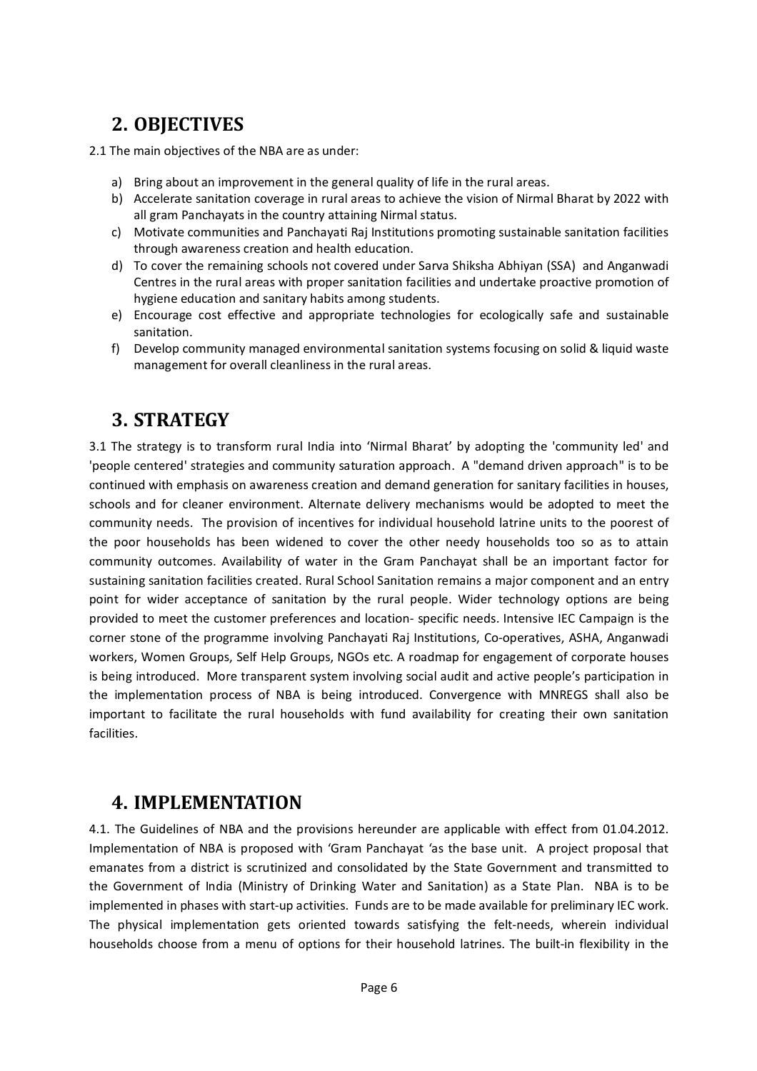## 2. OBJECTIVES

2.1 The main objectives of the NBA are as under:

a) Bring about an improvement in the general quality of life in the rural areas.
b) Accelerate sanitation coverage in rural areas to achieve the vision of Nirmal Bharat by 2022 with all gram Panchayats in the country attaining Nirmal status.
c) Motivate communities and Panchayati Raj Institutions promoting sustainable sanitation facilities through awareness creation and health education.
d) To cover the remaining schools not covered under Sarva Shiksha Abhiyan (SSA) and Anganwadi Centres in the rural areas with proper sanitation facilities and undertake proactive promotion of hygiene education and sanitary habits among students.
e) Encourage cost effective and appropriate technologies for ecologically safe and sustainable sanitation.
f) Develop community managed environmental sanitation systems focusing on solid & liquid waste management for overall cleanliness in the rural areas.

## 3. STRATEGY

3.1 The strategy is to transform rural India into 'Nirmal Bharat' by adopting the 'community led' and 'people centered' strategies and community saturation approach. A "demand driven approach" is to be continued with emphasis on awareness creation and demand generation for sanitary facilities in houses, schools and for cleaner environment. Alternate delivery mechanisms would be adopted to meet the community needs. The provision of incentives for individual household latrine units to the poorest of the poor households has been widened to cover the other needy households too so as to attain community outcomes. Availability of water in the Gram Panchayat shall be an important factor for sustaining sanitation facilities created. Rural School Sanitation remains a major component and an entry point for wider acceptance of sanitation by the rural people. Wider technology options are being provided to meet the customer preferences and location- specific needs. Intensive IEC Campaign is the corner stone of the programme involving Panchayati Raj Institutions, Co-operatives, ASHA, Anganwadi workers, Women Groups, Self Help Groups, NGOs etc. A roadmap for engagement of corporate houses is being introduced. More transparent system involving social audit and active people's participation in the implementation process of NBA is being introduced. Convergence with MNREGS shall also be important to facilitate the rural households with fund availability for creating their own sanitation facilities.

## 4. IMPLEMENTATION

4.1. The Guidelines of NBA and the provisions hereunder are applicable with effect from 01.04.2012. Implementation of NBA is proposed with 'Gram Panchayat 'as the base unit. A project proposal that emanates from a district is scrutinized and consolidated by the State Government and transmitted to the Government of India (Ministry of Drinking Water and Sanitation) as a State Plan. NBA is to be implemented in phases with start-up activities. Funds are to be made available for preliminary IEC work. The physical implementation gets oriented towards satisfying the felt-needs, wherein individual households choose from a menu of options for their household latrines. The built-in flexibility in the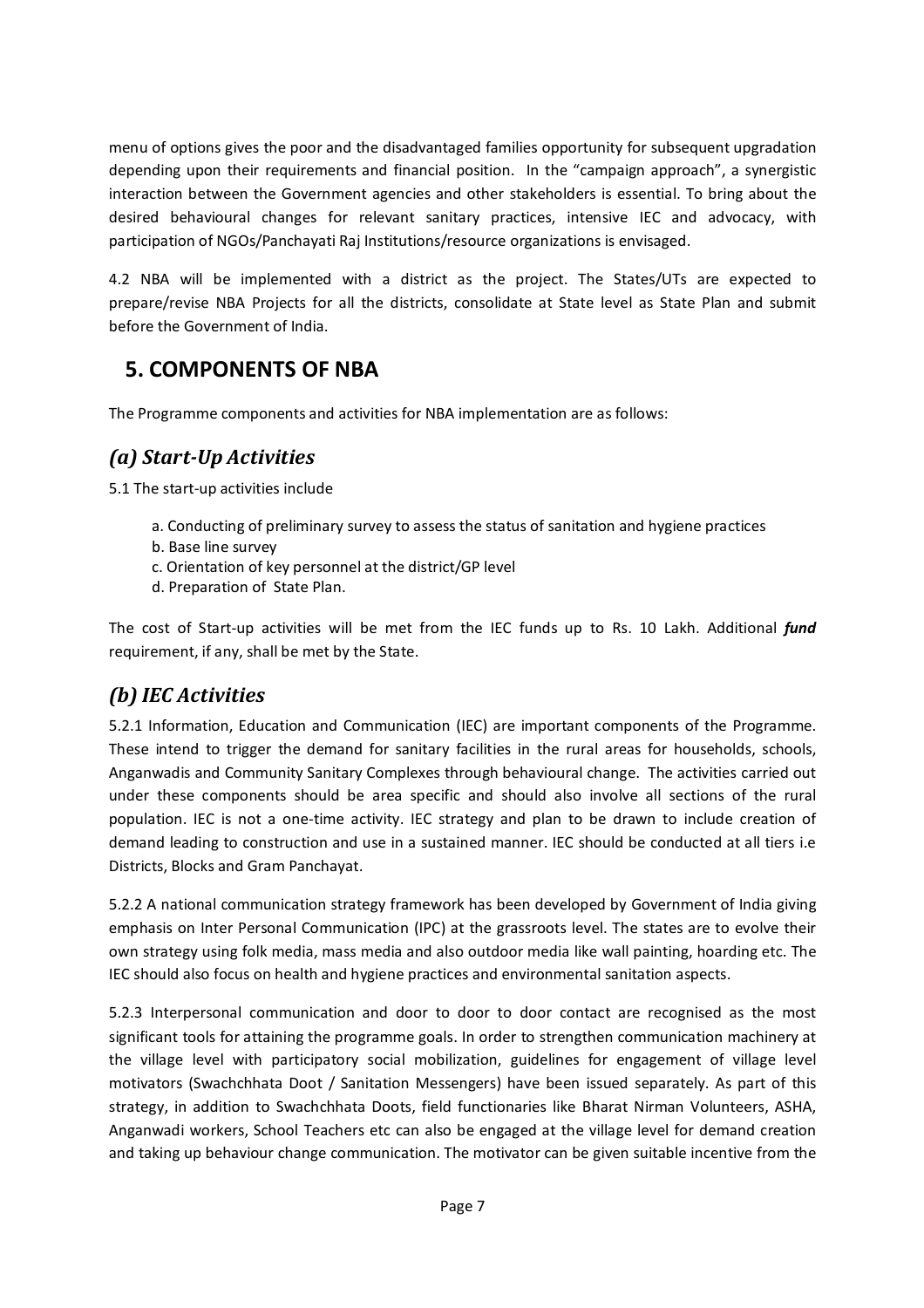menu of options gives the poor and the disadvantaged families opportunity for subsequent upgradation depending upon their requirements and financial position. In the "campaign approach", a synergistic interaction between the Government agencies and other stakeholders is essential. To bring about the desired behavioural changes for relevant sanitary practices, intensive IEC and advocacy, with participation of NGOs/Panchayati Raj Institutions/resource organizations is envisaged.

4.2 NBA will be implemented with a district as the project. The States/UTs are expected to prepare/revise NBA Projects for all the districts, consolidate at State level as State Plan and submit before the Government of India.

## 5. COMPONENTS OF NBA

The Programme components and activities for NBA implementation are as follows:

### *(a) Start-Up Activities*

5.1 The start-up activities include

a. Conducting of preliminary survey to assess the status of sanitation and hygiene practices
b. Base line survey
c. Orientation of key personnel at the district/GP level
d. Preparation of State Plan.

The cost of Start-up activities will be met from the IEC funds up to Rs. 10 Lakh. Additional ***fund*** requirement, if any, shall be met by the State.

### *(b) IEC Activities*

5.2.1 Information, Education and Communication (IEC) are important components of the Programme. These intend to trigger the demand for sanitary facilities in the rural areas for households, schools, Anganwadis and Community Sanitary Complexes through behavioural change. The activities carried out under these components should be area specific and should also involve all sections of the rural population. IEC is not a one-time activity. IEC strategy and plan to be drawn to include creation of demand leading to construction and use in a sustained manner. IEC should be conducted at all tiers i.e Districts, Blocks and Gram Panchayat.

5.2.2 A national communication strategy framework has been developed by Government of India giving emphasis on Inter Personal Communication (IPC) at the grassroots level. The states are to evolve their own strategy using folk media, mass media and also outdoor media like wall painting, hoarding etc. The IEC should also focus on health and hygiene practices and environmental sanitation aspects.

5.2.3 Interpersonal communication and door to door to door contact are recognised as the most significant tools for attaining the programme goals. In order to strengthen communication machinery at the village level with participatory social mobilization, guidelines for engagement of village level motivators (Swachchhata Doot / Sanitation Messengers) have been issued separately. As part of this strategy, in addition to Swachchhata Doots, field functionaries like Bharat Nirman Volunteers, ASHA, Anganwadi workers, School Teachers etc can also be engaged at the village level for demand creation and taking up behaviour change communication. The motivator can be given suitable incentive from the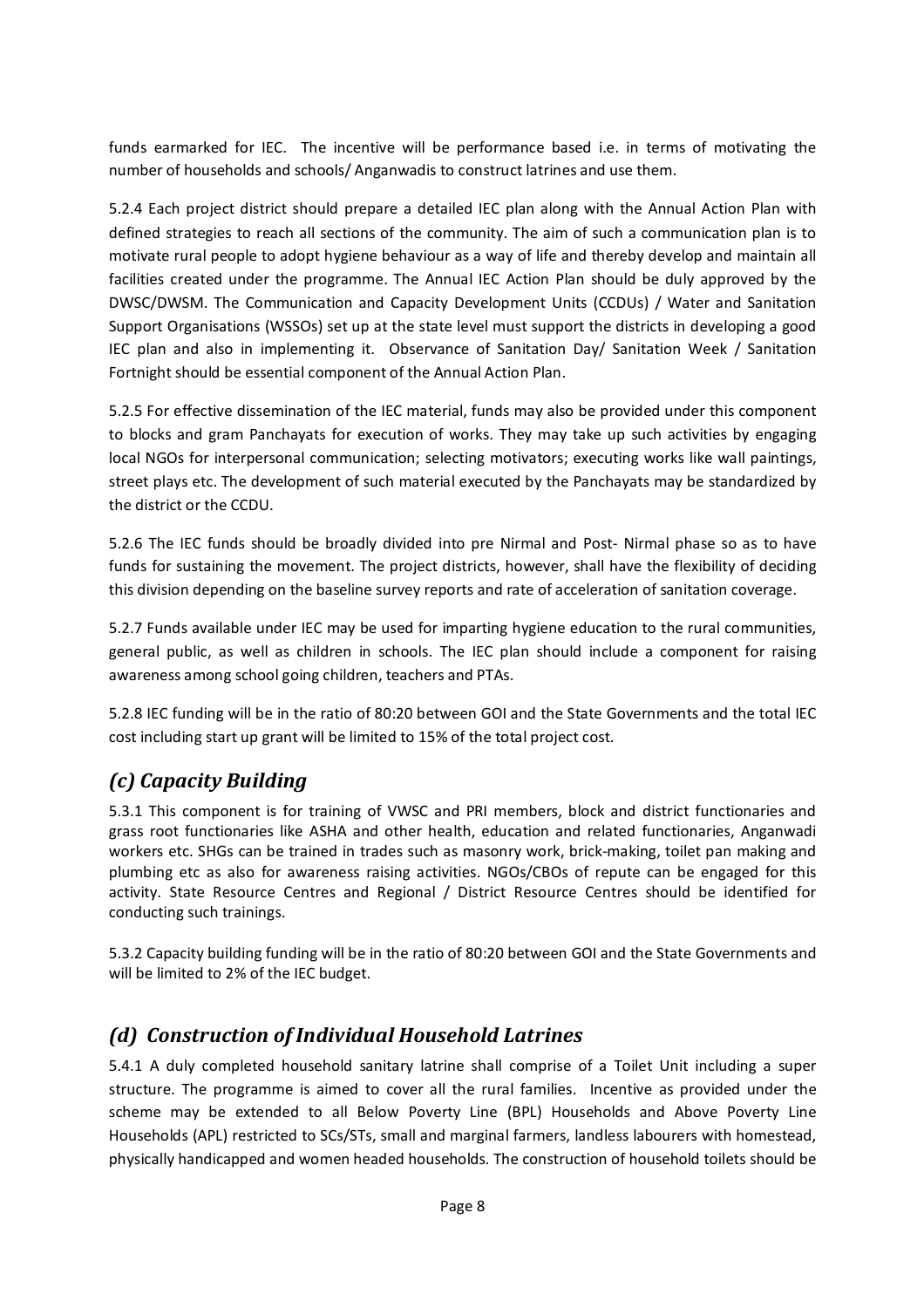funds earmarked for IEC. The incentive will be performance based i.e. in terms of motivating the number of households and schools/ Anganwadis to construct latrines and use them.

5.2.4 Each project district should prepare a detailed IEC plan along with the Annual Action Plan with defined strategies to reach all sections of the community. The aim of such a communication plan is to motivate rural people to adopt hygiene behaviour as a way of life and thereby develop and maintain all facilities created under the programme. The Annual IEC Action Plan should be duly approved by the DWSC/DWSM. The Communication and Capacity Development Units (CCDUs) / Water and Sanitation Support Organisations (WSSOs) set up at the state level must support the districts in developing a good IEC plan and also in implementing it. Observance of Sanitation Day/ Sanitation Week / Sanitation Fortnight should be essential component of the Annual Action Plan.

5.2.5 For effective dissemination of the IEC material, funds may also be provided under this component to blocks and gram Panchayats for execution of works. They may take up such activities by engaging local NGOs for interpersonal communication; selecting motivators; executing works like wall paintings, street plays etc. The development of such material executed by the Panchayats may be standardized by the district or the CCDU.

5.2.6 The IEC funds should be broadly divided into pre Nirmal and Post- Nirmal phase so as to have funds for sustaining the movement. The project districts, however, shall have the flexibility of deciding this division depending on the baseline survey reports and rate of acceleration of sanitation coverage.

5.2.7 Funds available under IEC may be used for imparting hygiene education to the rural communities, general public, as well as children in schools. The IEC plan should include a component for raising awareness among school going children, teachers and PTAs.

5.2.8 IEC funding will be in the ratio of 80:20 between GOI and the State Governments and the total IEC cost including start up grant will be limited to 15% of the total project cost.

## *(c) Capacity Building*

5.3.1 This component is for training of VWSC and PRI members, block and district functionaries and grass root functionaries like ASHA and other health, education and related functionaries, Anganwadi workers etc. SHGs can be trained in trades such as masonry work, brick-making, toilet pan making and plumbing etc as also for awareness raising activities. NGOs/CBOs of repute can be engaged for this activity. State Resource Centres and Regional / District Resource Centres should be identified for conducting such trainings.

5.3.2 Capacity building funding will be in the ratio of 80:20 between GOI and the State Governments and will be limited to 2% of the IEC budget.

## *(d) Construction of Individual Household Latrines*

5.4.1 A duly completed household sanitary latrine shall comprise of a Toilet Unit including a super structure. The programme is aimed to cover all the rural families. Incentive as provided under the scheme may be extended to all Below Poverty Line (BPL) Households and Above Poverty Line Households (APL) restricted to SCs/STs, small and marginal farmers, landless labourers with homestead, physically handicapped and women headed households. The construction of household toilets should be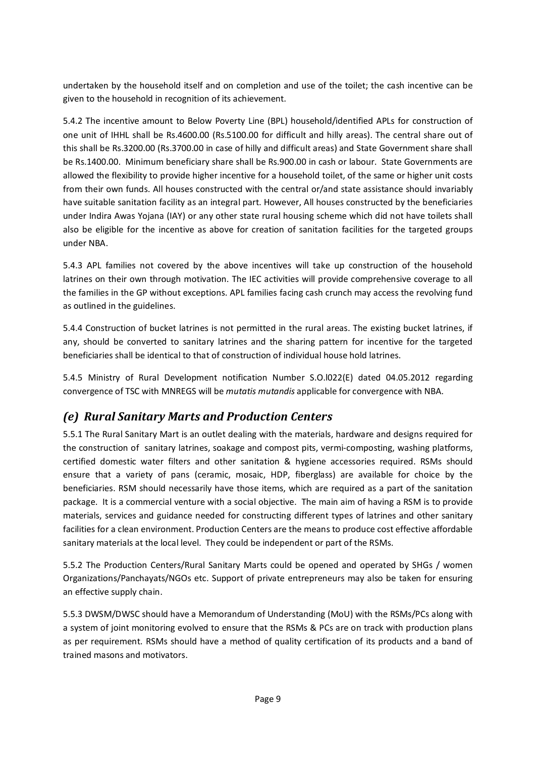undertaken by the household itself and on completion and use of the toilet; the cash incentive can be given to the household in recognition of its achievement.

5.4.2 The incentive amount to Below Poverty Line (BPL) household/identified APLs for construction of one unit of IHHL shall be Rs.4600.00 (Rs.5100.00 for difficult and hilly areas). The central share out of this shall be Rs.3200.00 (Rs.3700.00 in case of hilly and difficult areas) and State Government share shall be Rs.1400.00. Minimum beneficiary share shall be Rs.900.00 in cash or labour. State Governments are allowed the flexibility to provide higher incentive for a household toilet, of the same or higher unit costs from their own funds. All houses constructed with the central or/and state assistance should invariably have suitable sanitation facility as an integral part. However, All houses constructed by the beneficiaries under Indira Awas Yojana (IAY) or any other state rural housing scheme which did not have toilets shall also be eligible for the incentive as above for creation of sanitation facilities for the targeted groups under NBA.

5.4.3 APL families not covered by the above incentives will take up construction of the household latrines on their own through motivation. The IEC activities will provide comprehensive coverage to all the families in the GP without exceptions. APL families facing cash crunch may access the revolving fund as outlined in the guidelines.

5.4.4 Construction of bucket latrines is not permitted in the rural areas. The existing bucket latrines, if any, should be converted to sanitary latrines and the sharing pattern for incentive for the targeted beneficiaries shall be identical to that of construction of individual house hold latrines.

5.4.5 Ministry of Rural Development notification Number S.O.l022(E) dated 04.05.2012 regarding convergence of TSC with MNREGS will be *mutatis mutandis* applicable for convergence with NBA.

## *(e) Rural Sanitary Marts and Production Centers*

5.5.1 The Rural Sanitary Mart is an outlet dealing with the materials, hardware and designs required for the construction of sanitary latrines, soakage and compost pits, vermi-composting, washing platforms, certified domestic water filters and other sanitation & hygiene accessories required. RSMs should ensure that a variety of pans (ceramic, mosaic, HDP, fiberglass) are available for choice by the beneficiaries. RSM should necessarily have those items, which are required as a part of the sanitation package. It is a commercial venture with a social objective. The main aim of having a RSM is to provide materials, services and guidance needed for constructing different types of latrines and other sanitary facilities for a clean environment. Production Centers are the means to produce cost effective affordable sanitary materials at the local level. They could be independent or part of the RSMs.

5.5.2 The Production Centers/Rural Sanitary Marts could be opened and operated by SHGs / women Organizations/Panchayats/NGOs etc. Support of private entrepreneurs may also be taken for ensuring an effective supply chain.

5.5.3 DWSM/DWSC should have a Memorandum of Understanding (MoU) with the RSMs/PCs along with a system of joint monitoring evolved to ensure that the RSMs & PCs are on track with production plans as per requirement. RSMs should have a method of quality certification of its products and a band of trained masons and motivators.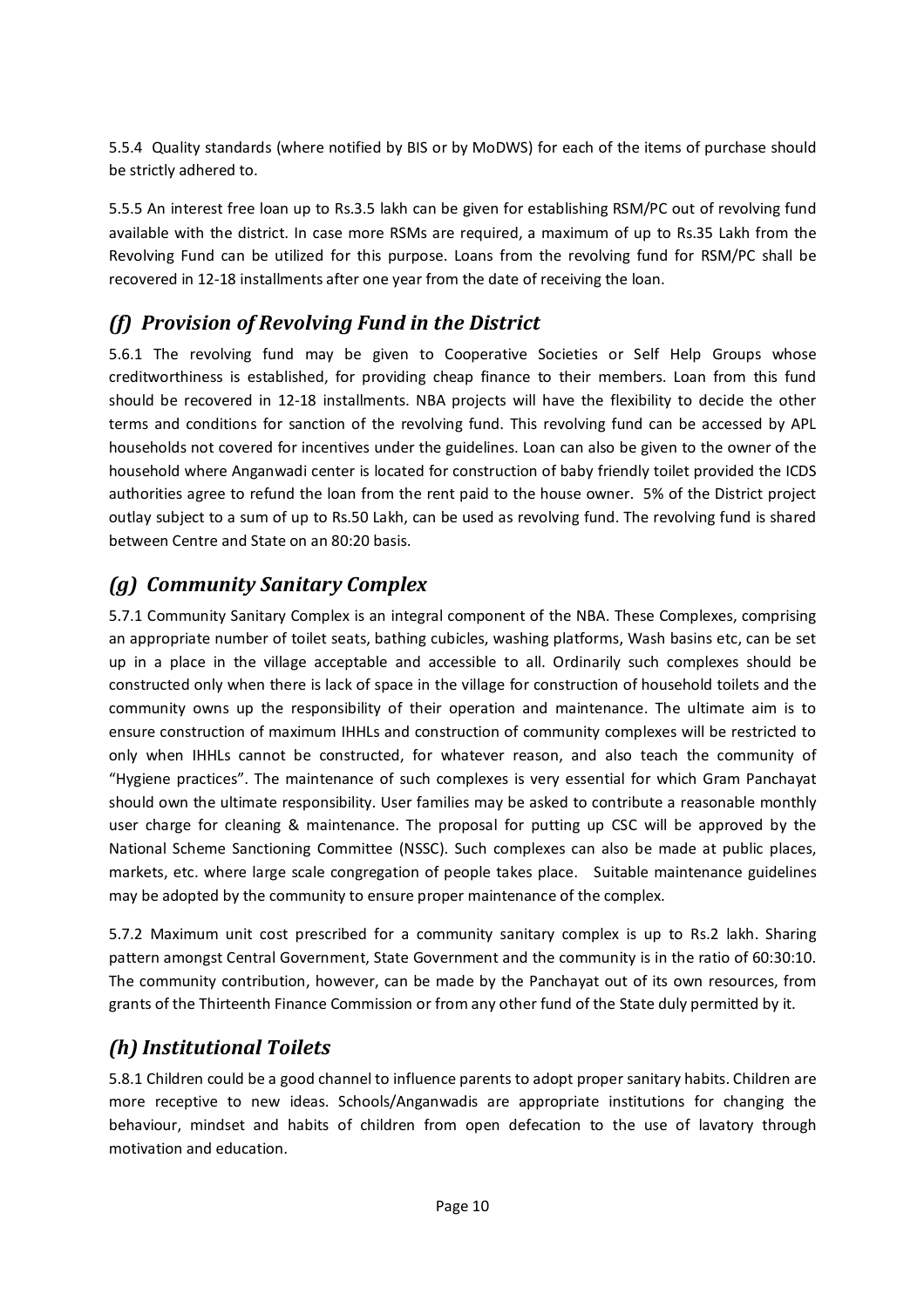5.5.4 Quality standards (where notified by BIS or by MoDWS) for each of the items of purchase should be strictly adhered to.

5.5.5 An interest free loan up to Rs.3.5 lakh can be given for establishing RSM/PC out of revolving fund available with the district. In case more RSMs are required, a maximum of up to Rs.35 Lakh from the Revolving Fund can be utilized for this purpose. Loans from the revolving fund for RSM/PC shall be recovered in 12-18 installments after one year from the date of receiving the loan.

## *(f) Provision of Revolving Fund in the District*

5.6.1 The revolving fund may be given to Cooperative Societies or Self Help Groups whose creditworthiness is established, for providing cheap finance to their members. Loan from this fund should be recovered in 12-18 installments. NBA projects will have the flexibility to decide the other terms and conditions for sanction of the revolving fund. This revolving fund can be accessed by APL households not covered for incentives under the guidelines. Loan can also be given to the owner of the household where Anganwadi center is located for construction of baby friendly toilet provided the ICDS authorities agree to refund the loan from the rent paid to the house owner. 5% of the District project outlay subject to a sum of up to Rs.50 Lakh, can be used as revolving fund. The revolving fund is shared between Centre and State on an 80:20 basis.

## *(g) Community Sanitary Complex*

5.7.1 Community Sanitary Complex is an integral component of the NBA. These Complexes, comprising an appropriate number of toilet seats, bathing cubicles, washing platforms, Wash basins etc, can be set up in a place in the village acceptable and accessible to all. Ordinarily such complexes should be constructed only when there is lack of space in the village for construction of household toilets and the community owns up the responsibility of their operation and maintenance. The ultimate aim is to ensure construction of maximum IHHLs and construction of community complexes will be restricted to only when IHHLs cannot be constructed, for whatever reason, and also teach the community of "Hygiene practices". The maintenance of such complexes is very essential for which Gram Panchayat should own the ultimate responsibility. User families may be asked to contribute a reasonable monthly user charge for cleaning & maintenance. The proposal for putting up CSC will be approved by the National Scheme Sanctioning Committee (NSSC). Such complexes can also be made at public places, markets, etc. where large scale congregation of people takes place. Suitable maintenance guidelines may be adopted by the community to ensure proper maintenance of the complex.

5.7.2 Maximum unit cost prescribed for a community sanitary complex is up to Rs.2 lakh. Sharing pattern amongst Central Government, State Government and the community is in the ratio of 60:30:10. The community contribution, however, can be made by the Panchayat out of its own resources, from grants of the Thirteenth Finance Commission or from any other fund of the State duly permitted by it.

## *(h) Institutional Toilets*

5.8.1 Children could be a good channel to influence parents to adopt proper sanitary habits. Children are more receptive to new ideas. Schools/Anganwadis are appropriate institutions for changing the behaviour, mindset and habits of children from open defecation to the use of lavatory through motivation and education.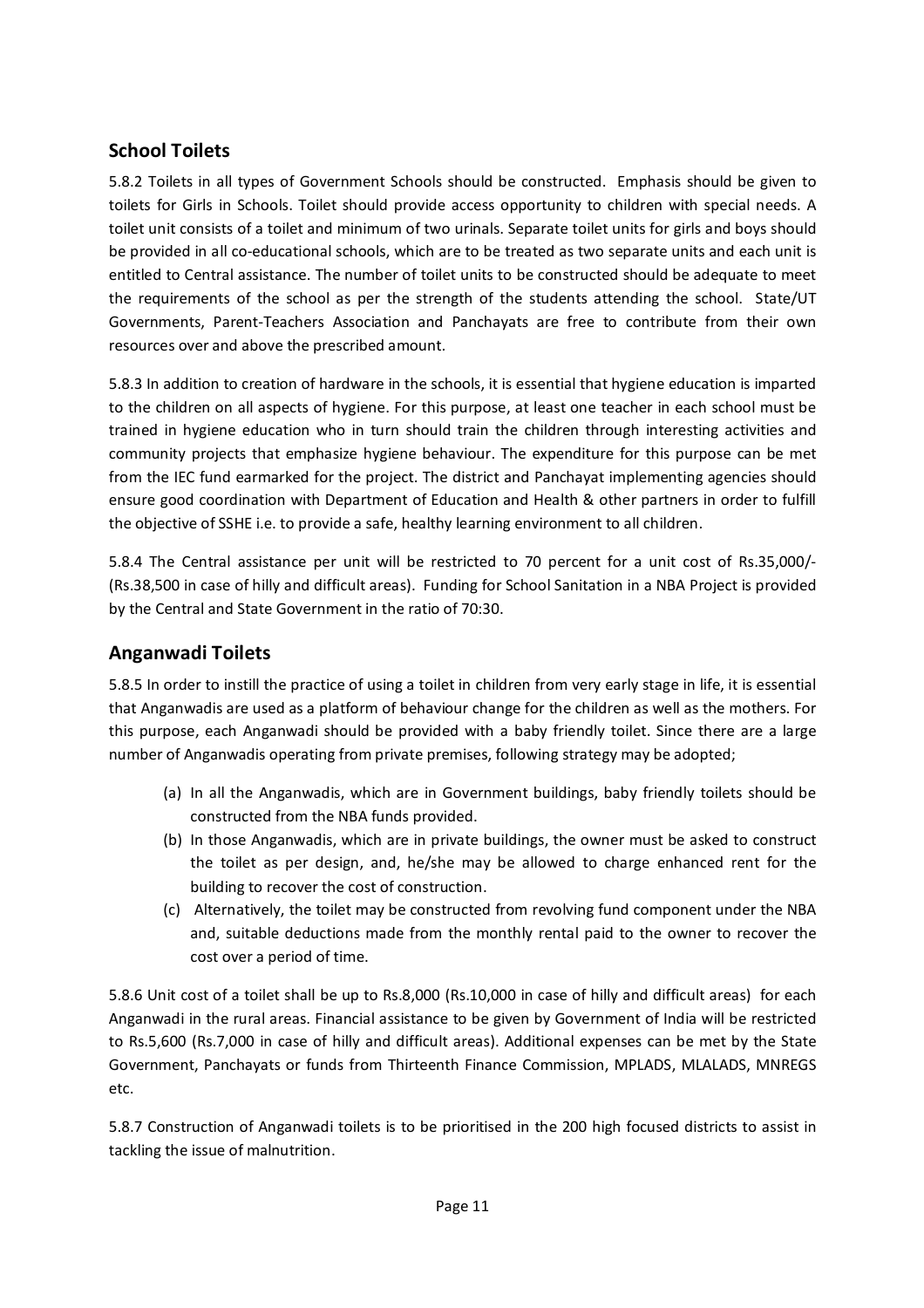## School Toilets

5.8.2 Toilets in all types of Government Schools should be constructed. Emphasis should be given to toilets for Girls in Schools. Toilet should provide access opportunity to children with special needs. A toilet unit consists of a toilet and minimum of two urinals. Separate toilet units for girls and boys should be provided in all co-educational schools, which are to be treated as two separate units and each unit is entitled to Central assistance. The number of toilet units to be constructed should be adequate to meet the requirements of the school as per the strength of the students attending the school. State/UT Governments, Parent-Teachers Association and Panchayats are free to contribute from their own resources over and above the prescribed amount.

5.8.3 In addition to creation of hardware in the schools, it is essential that hygiene education is imparted to the children on all aspects of hygiene. For this purpose, at least one teacher in each school must be trained in hygiene education who in turn should train the children through interesting activities and community projects that emphasize hygiene behaviour. The expenditure for this purpose can be met from the IEC fund earmarked for the project. The district and Panchayat implementing agencies should ensure good coordination with Department of Education and Health & other partners in order to fulfill the objective of SSHE i.e. to provide a safe, healthy learning environment to all children.

5.8.4 The Central assistance per unit will be restricted to 70 percent for a unit cost of Rs.35,000/- (Rs.38,500 in case of hilly and difficult areas). Funding for School Sanitation in a NBA Project is provided by the Central and State Government in the ratio of 70:30.

## Anganwadi Toilets

5.8.5 In order to instill the practice of using a toilet in children from very early stage in life, it is essential that Anganwadis are used as a platform of behaviour change for the children as well as the mothers. For this purpose, each Anganwadi should be provided with a baby friendly toilet. Since there are a large number of Anganwadis operating from private premises, following strategy may be adopted;

(a) In all the Anganwadis, which are in Government buildings, baby friendly toilets should be constructed from the NBA funds provided.

(b) In those Anganwadis, which are in private buildings, the owner must be asked to construct the toilet as per design, and, he/she may be allowed to charge enhanced rent for the building to recover the cost of construction.

(c) Alternatively, the toilet may be constructed from revolving fund component under the NBA and, suitable deductions made from the monthly rental paid to the owner to recover the cost over a period of time.

5.8.6 Unit cost of a toilet shall be up to Rs.8,000 (Rs.10,000 in case of hilly and difficult areas) for each Anganwadi in the rural areas. Financial assistance to be given by Government of India will be restricted to Rs.5,600 (Rs.7,000 in case of hilly and difficult areas). Additional expenses can be met by the State Government, Panchayats or funds from Thirteenth Finance Commission, MPLADS, MLALADS, MNREGS etc.

5.8.7 Construction of Anganwadi toilets is to be prioritised in the 200 high focused districts to assist in tackling the issue of malnutrition.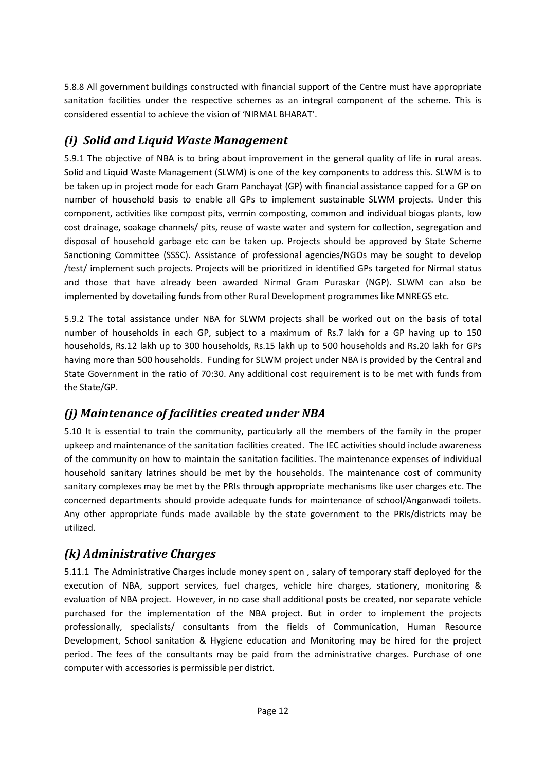5.8.8 All government buildings constructed with financial support of the Centre must have appropriate sanitation facilities under the respective schemes as an integral component of the scheme. This is considered essential to achieve the vision of 'NIRMAL BHARAT'.

## *(i) Solid and Liquid Waste Management*

5.9.1 The objective of NBA is to bring about improvement in the general quality of life in rural areas. Solid and Liquid Waste Management (SLWM) is one of the key components to address this. SLWM is to be taken up in project mode for each Gram Panchayat (GP) with financial assistance capped for a GP on number of household basis to enable all GPs to implement sustainable SLWM projects. Under this component, activities like compost pits, vermin composting, common and individual biogas plants, low cost drainage, soakage channels/ pits, reuse of waste water and system for collection, segregation and disposal of household garbage etc can be taken up. Projects should be approved by State Scheme Sanctioning Committee (SSSC). Assistance of professional agencies/NGOs may be sought to develop /test/ implement such projects. Projects will be prioritized in identified GPs targeted for Nirmal status and those that have already been awarded Nirmal Gram Puraskar (NGP). SLWM can also be implemented by dovetailing funds from other Rural Development programmes like MNREGS etc.

5.9.2 The total assistance under NBA for SLWM projects shall be worked out on the basis of total number of households in each GP, subject to a maximum of Rs.7 lakh for a GP having up to 150 households, Rs.12 lakh up to 300 households, Rs.15 lakh up to 500 households and Rs.20 lakh for GPs having more than 500 households. Funding for SLWM project under NBA is provided by the Central and State Government in the ratio of 70:30. Any additional cost requirement is to be met with funds from the State/GP.

## *(j) Maintenance of facilities created under NBA*

5.10 It is essential to train the community, particularly all the members of the family in the proper upkeep and maintenance of the sanitation facilities created. The IEC activities should include awareness of the community on how to maintain the sanitation facilities. The maintenance expenses of individual household sanitary latrines should be met by the households. The maintenance cost of community sanitary complexes may be met by the PRIs through appropriate mechanisms like user charges etc. The concerned departments should provide adequate funds for maintenance of school/Anganwadi toilets. Any other appropriate funds made available by the state government to the PRIs/districts may be utilized.

## *(k) Administrative Charges*

5.11.1 The Administrative Charges include money spent on , salary of temporary staff deployed for the execution of NBA, support services, fuel charges, vehicle hire charges, stationery, monitoring & evaluation of NBA project. However, in no case shall additional posts be created, nor separate vehicle purchased for the implementation of the NBA project. But in order to implement the projects professionally, specialists/ consultants from the fields of Communication, Human Resource Development, School sanitation & Hygiene education and Monitoring may be hired for the project period. The fees of the consultants may be paid from the administrative charges. Purchase of one computer with accessories is permissible per district.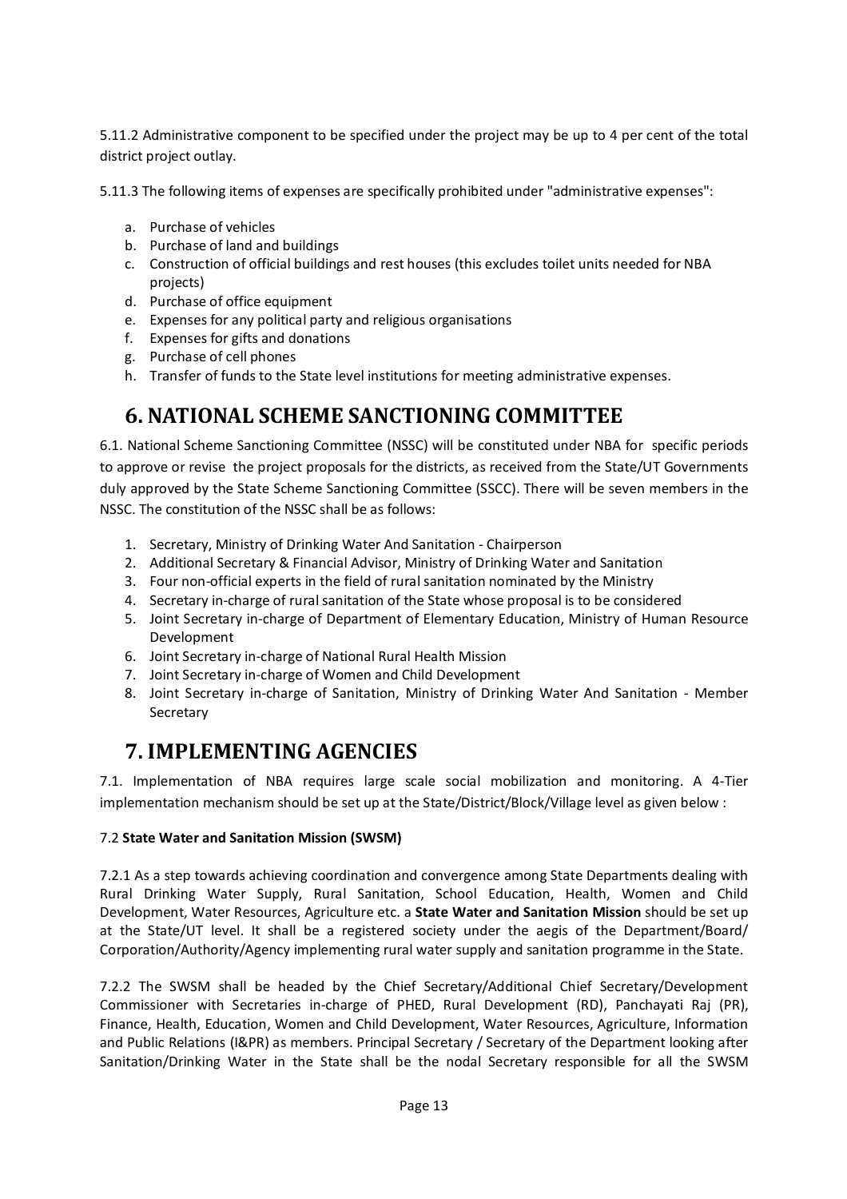5.11.2 Administrative component to be specified under the project may be up to 4 per cent of the total district project outlay.

5.11.3 The following items of expenses are specifically prohibited under "administrative expenses":

a. Purchase of vehicles
b. Purchase of land and buildings
c. Construction of official buildings and rest houses (this excludes toilet units needed for NBA projects)
d. Purchase of office equipment
e. Expenses for any political party and religious organisations
f. Expenses for gifts and donations
g. Purchase of cell phones
h. Transfer of funds to the State level institutions for meeting administrative expenses.

# 6. NATIONAL SCHEME SANCTIONING COMMITTEE

6.1. National Scheme Sanctioning Committee (NSSC) will be constituted under NBA for specific periods to approve or revise the project proposals for the districts, as received from the State/UT Governments duly approved by the State Scheme Sanctioning Committee (SSCC). There will be seven members in the NSSC. The constitution of the NSSC shall be as follows:

1. Secretary, Ministry of Drinking Water And Sanitation - Chairperson
2. Additional Secretary & Financial Advisor, Ministry of Drinking Water and Sanitation
3. Four non-official experts in the field of rural sanitation nominated by the Ministry
4. Secretary in-charge of rural sanitation of the State whose proposal is to be considered
5. Joint Secretary in-charge of Department of Elementary Education, Ministry of Human Resource Development
6. Joint Secretary in-charge of National Rural Health Mission
7. Joint Secretary in-charge of Women and Child Development
8. Joint Secretary in-charge of Sanitation, Ministry of Drinking Water And Sanitation - Member Secretary

# 7. IMPLEMENTING AGENCIES

7.1. Implementation of NBA requires large scale social mobilization and monitoring. A 4-Tier implementation mechanism should be set up at the State/District/Block/Village level as given below :

7.2 **State Water and Sanitation Mission (SWSM)**

7.2.1 As a step towards achieving coordination and convergence among State Departments dealing with Rural Drinking Water Supply, Rural Sanitation, School Education, Health, Women and Child Development, Water Resources, Agriculture etc. a **State Water and Sanitation Mission** should be set up at the State/UT level. It shall be a registered society under the aegis of the Department/Board/ Corporation/Authority/Agency implementing rural water supply and sanitation programme in the State.

7.2.2 The SWSM shall be headed by the Chief Secretary/Additional Chief Secretary/Development Commissioner with Secretaries in-charge of PHED, Rural Development (RD), Panchayati Raj (PR), Finance, Health, Education, Women and Child Development, Water Resources, Agriculture, Information and Public Relations (I&PR) as members. Principal Secretary / Secretary of the Department looking after Sanitation/Drinking Water in the State shall be the nodal Secretary responsible for all the SWSM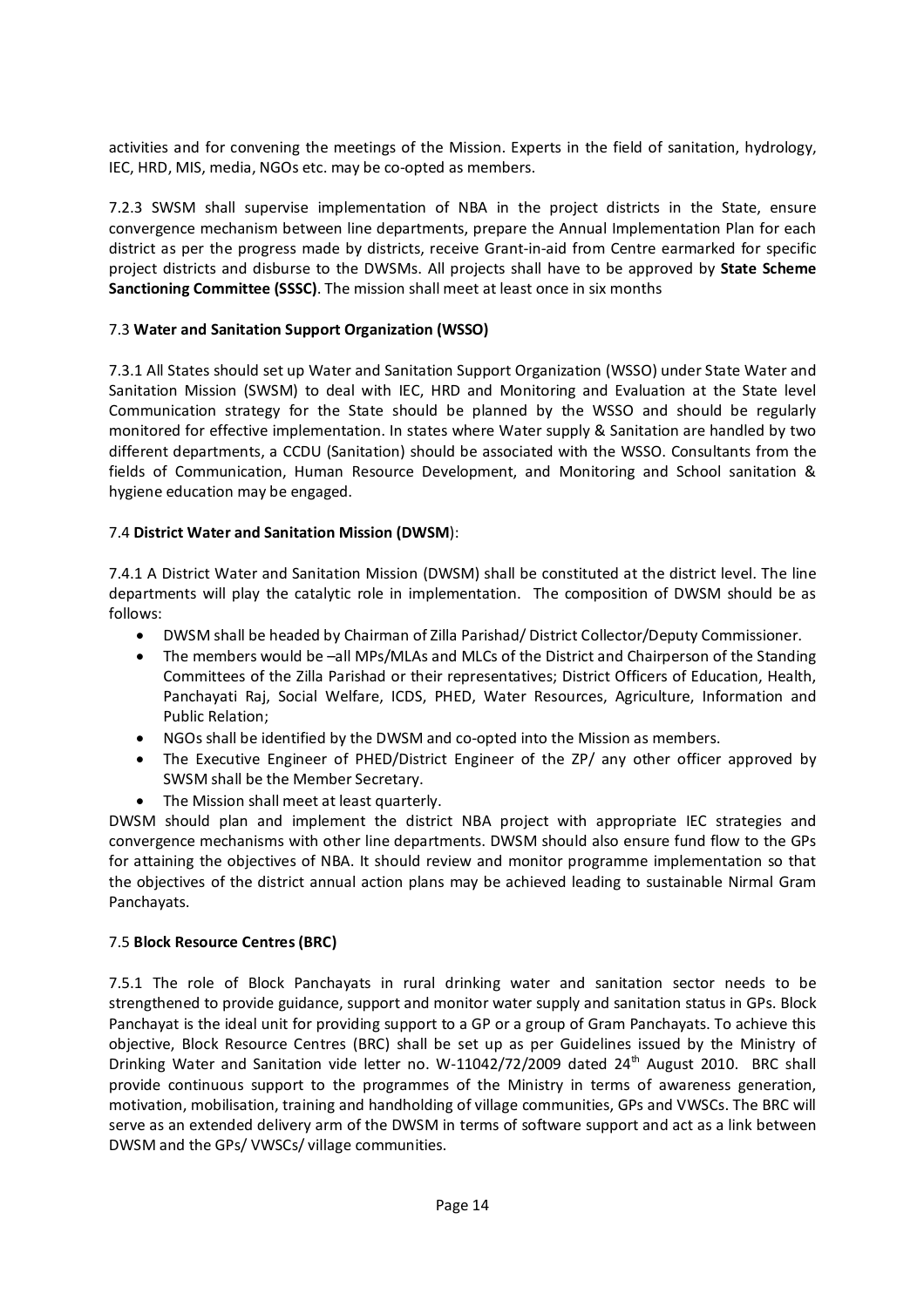activities and for convening the meetings of the Mission. Experts in the field of sanitation, hydrology, IEC, HRD, MIS, media, NGOs etc. may be co-opted as members.

7.2.3 SWSM shall supervise implementation of NBA in the project districts in the State, ensure convergence mechanism between line departments, prepare the Annual Implementation Plan for each district as per the progress made by districts, receive Grant-in-aid from Centre earmarked for specific project districts and disburse to the DWSMs. All projects shall have to be approved by **State Scheme Sanctioning Committee (SSSC)**. The mission shall meet at least once in six months

### 7.3 **Water and Sanitation Support Organization (WSSO)**

7.3.1 All States should set up Water and Sanitation Support Organization (WSSO) under State Water and Sanitation Mission (SWSM) to deal with IEC, HRD and Monitoring and Evaluation at the State level Communication strategy for the State should be planned by the WSSO and should be regularly monitored for effective implementation. In states where Water supply & Sanitation are handled by two different departments, a CCDU (Sanitation) should be associated with the WSSO. Consultants from the fields of Communication, Human Resource Development, and Monitoring and School sanitation & hygiene education may be engaged.

### 7.4 **District Water and Sanitation Mission (DWSM)**:

7.4.1 A District Water and Sanitation Mission (DWSM) shall be constituted at the district level. The line departments will play the catalytic role in implementation. The composition of DWSM should be as follows:

- DWSM shall be headed by Chairman of Zilla Parishad/ District Collector/Deputy Commissioner.
- The members would be –all MPs/MLAs and MLCs of the District and Chairperson of the Standing Committees of the Zilla Parishad or their representatives; District Officers of Education, Health, Panchayati Raj, Social Welfare, ICDS, PHED, Water Resources, Agriculture, Information and Public Relation;
- NGOs shall be identified by the DWSM and co-opted into the Mission as members.
- The Executive Engineer of PHED/District Engineer of the ZP/ any other officer approved by SWSM shall be the Member Secretary.
- The Mission shall meet at least quarterly.

DWSM should plan and implement the district NBA project with appropriate IEC strategies and convergence mechanisms with other line departments. DWSM should also ensure fund flow to the GPs for attaining the objectives of NBA. It should review and monitor programme implementation so that the objectives of the district annual action plans may be achieved leading to sustainable Nirmal Gram Panchayats.

### 7.5 **Block Resource Centres (BRC)**

7.5.1 The role of Block Panchayats in rural drinking water and sanitation sector needs to be strengthened to provide guidance, support and monitor water supply and sanitation status in GPs. Block Panchayat is the ideal unit for providing support to a GP or a group of Gram Panchayats. To achieve this objective, Block Resource Centres (BRC) shall be set up as per Guidelines issued by the Ministry of Drinking Water and Sanitation vide letter no. W-11042/72/2009 dated 24th August 2010. BRC shall provide continuous support to the programmes of the Ministry in terms of awareness generation, motivation, mobilisation, training and handholding of village communities, GPs and VWSCs. The BRC will serve as an extended delivery arm of the DWSM in terms of software support and act as a link between DWSM and the GPs/ VWSCs/ village communities.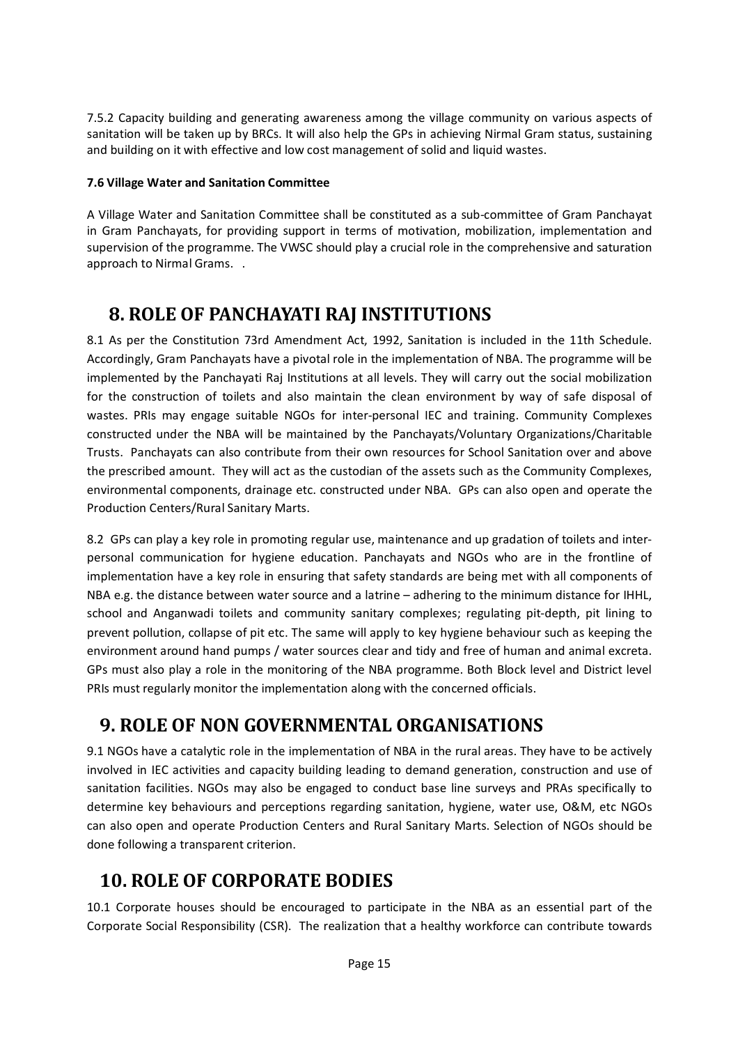7.5.2 Capacity building and generating awareness among the village community on various aspects of sanitation will be taken up by BRCs. It will also help the GPs in achieving Nirmal Gram status, sustaining and building on it with effective and low cost management of solid and liquid wastes.

**7.6 Village Water and Sanitation Committee**

A Village Water and Sanitation Committee shall be constituted as a sub-committee of Gram Panchayat in Gram Panchayats, for providing support in terms of motivation, mobilization, implementation and supervision of the programme. The VWSC should play a crucial role in the comprehensive and saturation approach to Nirmal Grams. .

# 8. ROLE OF PANCHAYATI RAJ INSTITUTIONS

8.1 As per the Constitution 73rd Amendment Act, 1992, Sanitation is included in the 11th Schedule. Accordingly, Gram Panchayats have a pivotal role in the implementation of NBA. The programme will be implemented by the Panchayati Raj Institutions at all levels. They will carry out the social mobilization for the construction of toilets and also maintain the clean environment by way of safe disposal of wastes. PRIs may engage suitable NGOs for inter-personal IEC and training. Community Complexes constructed under the NBA will be maintained by the Panchayats/Voluntary Organizations/Charitable Trusts. Panchayats can also contribute from their own resources for School Sanitation over and above the prescribed amount. They will act as the custodian of the assets such as the Community Complexes, environmental components, drainage etc. constructed under NBA. GPs can also open and operate the Production Centers/Rural Sanitary Marts.

8.2 GPs can play a key role in promoting regular use, maintenance and up gradation of toilets and inter-personal communication for hygiene education. Panchayats and NGOs who are in the frontline of implementation have a key role in ensuring that safety standards are being met with all components of NBA e.g. the distance between water source and a latrine – adhering to the minimum distance for IHHL, school and Anganwadi toilets and community sanitary complexes; regulating pit-depth, pit lining to prevent pollution, collapse of pit etc. The same will apply to key hygiene behaviour such as keeping the environment around hand pumps / water sources clear and tidy and free of human and animal excreta. GPs must also play a role in the monitoring of the NBA programme. Both Block level and District level PRIs must regularly monitor the implementation along with the concerned officials.

# 9. ROLE OF NON GOVERNMENTAL ORGANISATIONS

9.1 NGOs have a catalytic role in the implementation of NBA in the rural areas. They have to be actively involved in IEC activities and capacity building leading to demand generation, construction and use of sanitation facilities. NGOs may also be engaged to conduct base line surveys and PRAs specifically to determine key behaviours and perceptions regarding sanitation, hygiene, water use, O&M, etc NGOs can also open and operate Production Centers and Rural Sanitary Marts. Selection of NGOs should be done following a transparent criterion.

# 10. ROLE OF CORPORATE BODIES

10.1 Corporate houses should be encouraged to participate in the NBA as an essential part of the Corporate Social Responsibility (CSR). The realization that a healthy workforce can contribute towards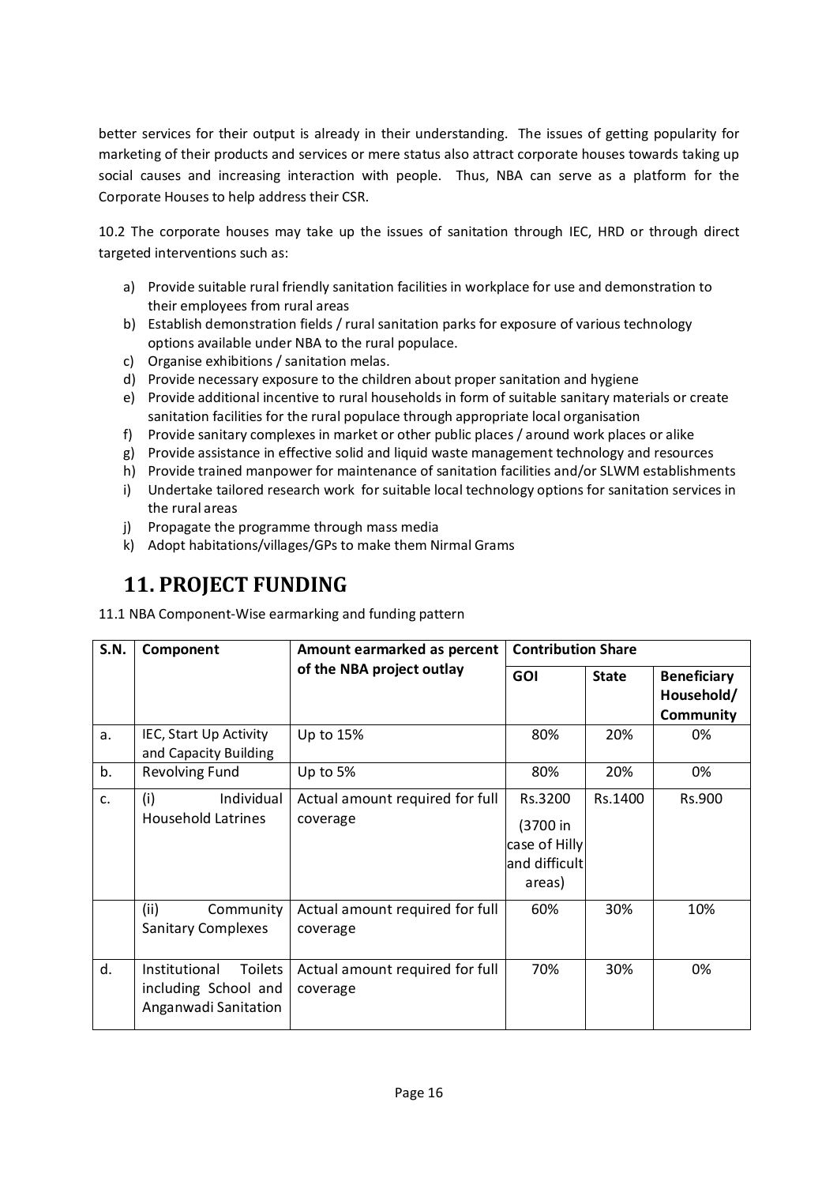better services for their output is already in their understanding. The issues of getting popularity for marketing of their products and services or mere status also attract corporate houses towards taking up social causes and increasing interaction with people. Thus, NBA can serve as a platform for the Corporate Houses to help address their CSR.

10.2 The corporate houses may take up the issues of sanitation through IEC, HRD or through direct targeted interventions such as:

a) Provide suitable rural friendly sanitation facilities in workplace for use and demonstration to their employees from rural areas
b) Establish demonstration fields / rural sanitation parks for exposure of various technology options available under NBA to the rural populace.
c) Organise exhibitions / sanitation melas.
d) Provide necessary exposure to the children about proper sanitation and hygiene
e) Provide additional incentive to rural households in form of suitable sanitary materials or create sanitation facilities for the rural populace through appropriate local organisation
f) Provide sanitary complexes in market or other public places / around work places or alike
g) Provide assistance in effective solid and liquid waste management technology and resources
h) Provide trained manpower for maintenance of sanitation facilities and/or SLWM establishments
i) Undertake tailored research work for suitable local technology options for sanitation services in the rural areas
j) Propagate the programme through mass media
k) Adopt habitations/villages/GPs to make them Nirmal Grams

# 11. PROJECT FUNDING

11.1 NBA Component-Wise earmarking and funding pattern

| S.N. | Component | Amount earmarked as percent of the NBA project outlay | Contribution Share | | |
|---|---|---|---|---|---|
| | | | GOI | State | Beneficiary Household/ Community |
| a. | IEC, Start Up Activity and Capacity Building | Up to 15% | 80% | 20% | 0% |
| b. | Revolving Fund | Up to 5% | 80% | 20% | 0% |
| c. | (i) Individual Household Latrines | Actual amount required for full coverage | Rs.3200 (3700 in case of Hilly and difficult areas) | Rs.1400 | Rs.900 |
| | (ii) Community Sanitary Complexes | Actual amount required for full coverage | 60% | 30% | 10% |
| d. | Institutional Toilets including School and Anganwadi Sanitation | Actual amount required for full coverage | 70% | 30% | 0% |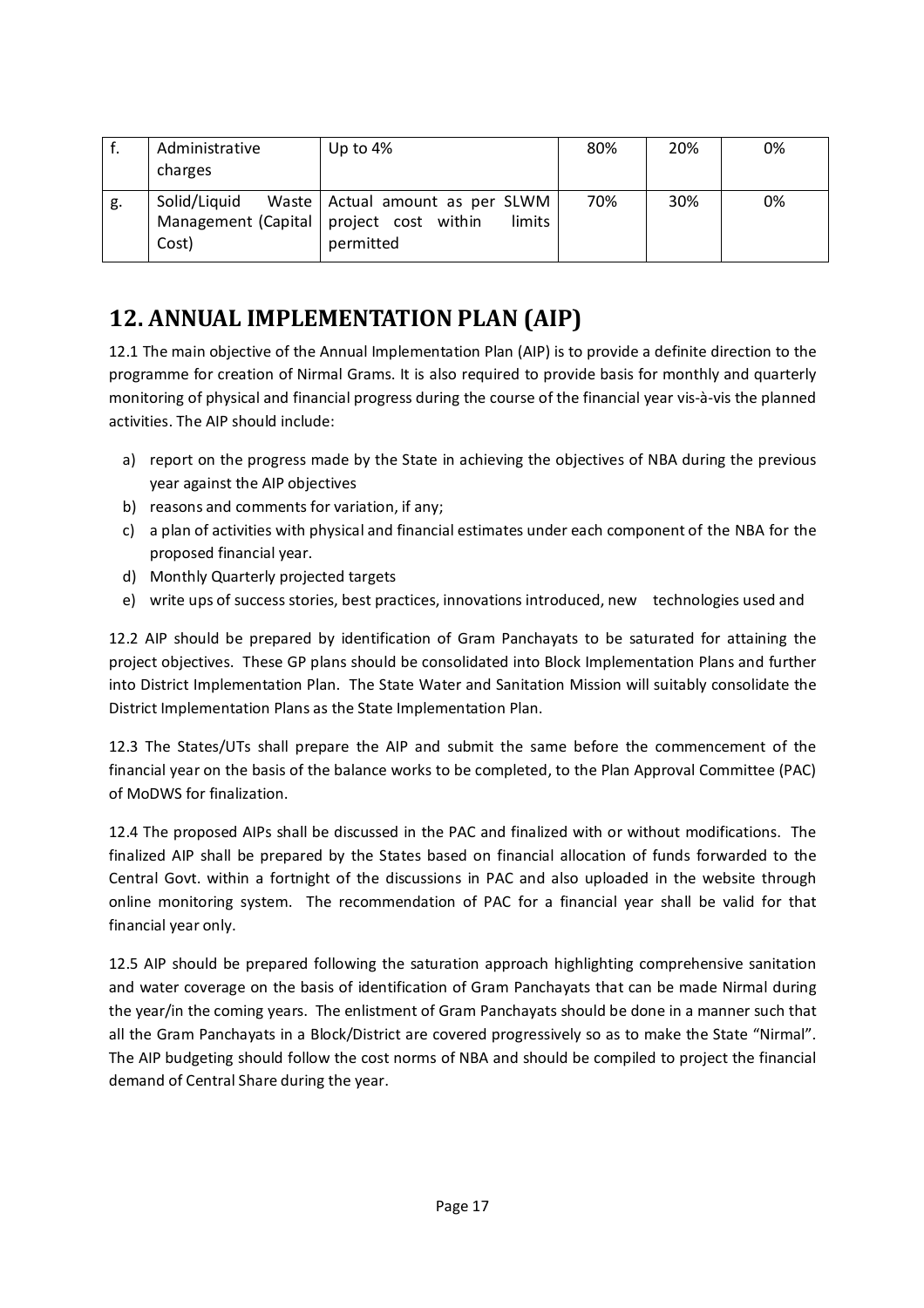| f. | Administrative charges | Up to 4% | 80% | 20% | 0% |
|---|---|---|---|---|---|
| g. | Solid/Liquid Waste Management (Capital Cost) | Actual amount as per SLWM project cost within limits permitted | 70% | 30% | 0% |

## 12. ANNUAL IMPLEMENTATION PLAN (AIP)

12.1 The main objective of the Annual Implementation Plan (AIP) is to provide a definite direction to the programme for creation of Nirmal Grams. It is also required to provide basis for monthly and quarterly monitoring of physical and financial progress during the course of the financial year vis-à-vis the planned activities. The AIP should include:

a) report on the progress made by the State in achieving the objectives of NBA during the previous year against the AIP objectives
b) reasons and comments for variation, if any;
c) a plan of activities with physical and financial estimates under each component of the NBA for the proposed financial year.
d) Monthly Quarterly projected targets
e) write ups of success stories, best practices, innovations introduced, new technologies used and

12.2 AIP should be prepared by identification of Gram Panchayats to be saturated for attaining the project objectives. These GP plans should be consolidated into Block Implementation Plans and further into District Implementation Plan. The State Water and Sanitation Mission will suitably consolidate the District Implementation Plans as the State Implementation Plan.

12.3 The States/UTs shall prepare the AIP and submit the same before the commencement of the financial year on the basis of the balance works to be completed, to the Plan Approval Committee (PAC) of MoDWS for finalization.

12.4 The proposed AIPs shall be discussed in the PAC and finalized with or without modifications. The finalized AIP shall be prepared by the States based on financial allocation of funds forwarded to the Central Govt. within a fortnight of the discussions in PAC and also uploaded in the website through online monitoring system. The recommendation of PAC for a financial year shall be valid for that financial year only.

12.5 AIP should be prepared following the saturation approach highlighting comprehensive sanitation and water coverage on the basis of identification of Gram Panchayats that can be made Nirmal during the year/in the coming years. The enlistment of Gram Panchayats should be done in a manner such that all the Gram Panchayats in a Block/District are covered progressively so as to make the State "Nirmal". The AIP budgeting should follow the cost norms of NBA and should be compiled to project the financial demand of Central Share during the year.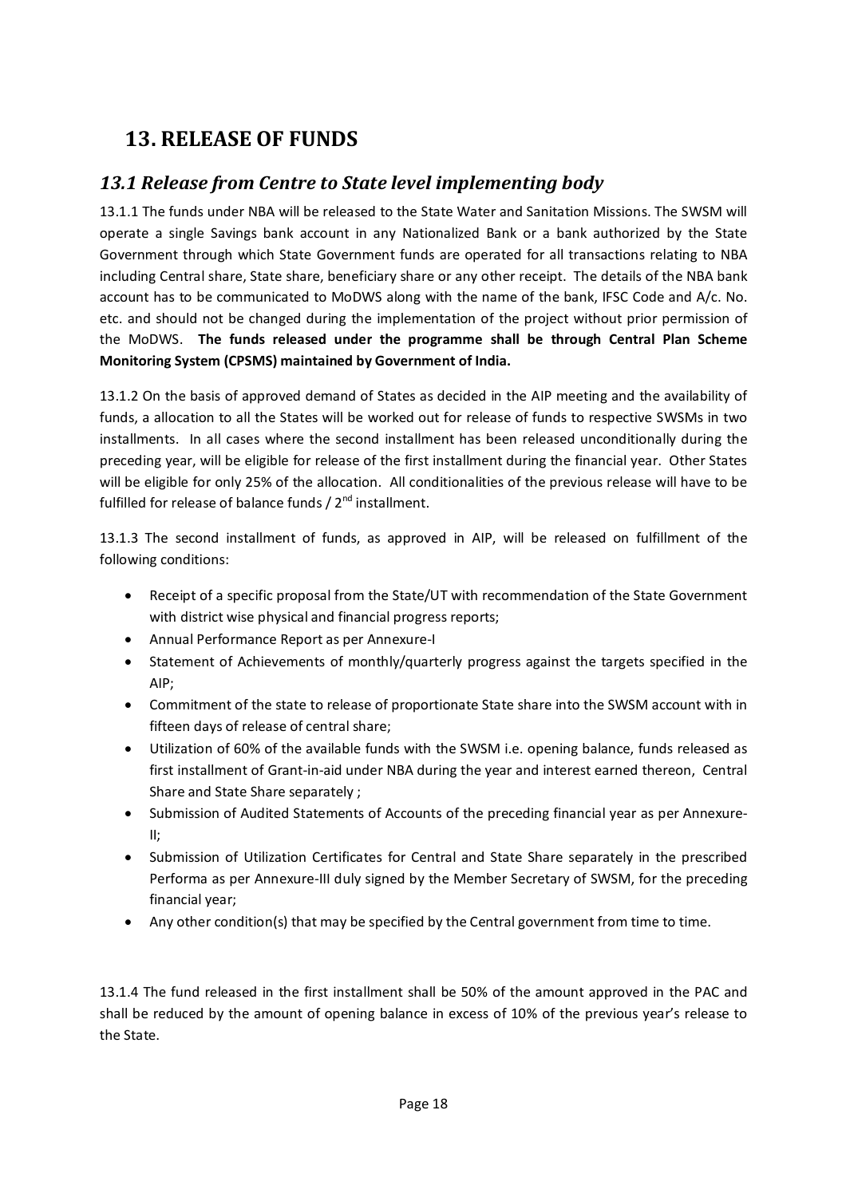# 13. RELEASE OF FUNDS

## *13.1 Release from Centre to State level implementing body*

13.1.1 The funds under NBA will be released to the State Water and Sanitation Missions. The SWSM will operate a single Savings bank account in any Nationalized Bank or a bank authorized by the State Government through which State Government funds are operated for all transactions relating to NBA including Central share, State share, beneficiary share or any other receipt. The details of the NBA bank account has to be communicated to MoDWS along with the name of the bank, IFSC Code and A/c. No. etc. and should not be changed during the implementation of the project without prior permission of the MoDWS. **The funds released under the programme shall be through Central Plan Scheme Monitoring System (CPSMS) maintained by Government of India.**

13.1.2 On the basis of approved demand of States as decided in the AIP meeting and the availability of funds, a allocation to all the States will be worked out for release of funds to respective SWSMs in two installments. In all cases where the second installment has been released unconditionally during the preceding year, will be eligible for release of the first installment during the financial year. Other States will be eligible for only 25% of the allocation. All conditionalities of the previous release will have to be fulfilled for release of balance funds / 2nd installment.

13.1.3 The second installment of funds, as approved in AIP, will be released on fulfillment of the following conditions:

- Receipt of a specific proposal from the State/UT with recommendation of the State Government with district wise physical and financial progress reports;
- Annual Performance Report as per Annexure-I
- Statement of Achievements of monthly/quarterly progress against the targets specified in the AIP;
- Commitment of the state to release of proportionate State share into the SWSM account with in fifteen days of release of central share;
- Utilization of 60% of the available funds with the SWSM i.e. opening balance, funds released as first installment of Grant-in-aid under NBA during the year and interest earned thereon, Central Share and State Share separately ;
- Submission of Audited Statements of Accounts of the preceding financial year as per Annexure-II;
- Submission of Utilization Certificates for Central and State Share separately in the prescribed Performa as per Annexure-III duly signed by the Member Secretary of SWSM, for the preceding financial year;
- Any other condition(s) that may be specified by the Central government from time to time.

13.1.4 The fund released in the first installment shall be 50% of the amount approved in the PAC and shall be reduced by the amount of opening balance in excess of 10% of the previous year's release to the State.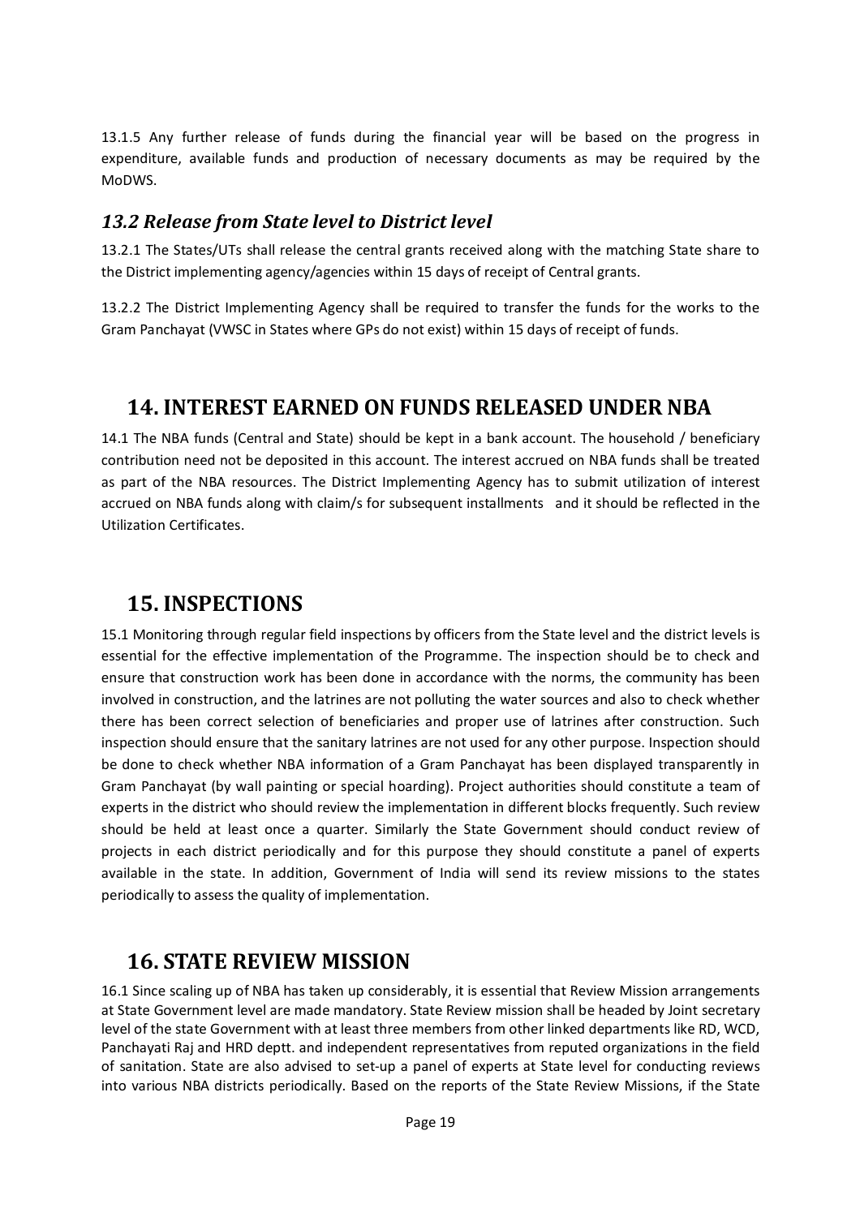13.1.5 Any further release of funds during the financial year will be based on the progress in expenditure, available funds and production of necessary documents as may be required by the MoDWS.

### *13.2 Release from State level to District level*

13.2.1 The States/UTs shall release the central grants received along with the matching State share to the District implementing agency/agencies within 15 days of receipt of Central grants.

13.2.2 The District Implementing Agency shall be required to transfer the funds for the works to the Gram Panchayat (VWSC in States where GPs do not exist) within 15 days of receipt of funds.

## 14. INTEREST EARNED ON FUNDS RELEASED UNDER NBA

14.1 The NBA funds (Central and State) should be kept in a bank account. The household / beneficiary contribution need not be deposited in this account. The interest accrued on NBA funds shall be treated as part of the NBA resources. The District Implementing Agency has to submit utilization of interest accrued on NBA funds along with claim/s for subsequent installments and it should be reflected in the Utilization Certificates.

## 15. INSPECTIONS

15.1 Monitoring through regular field inspections by officers from the State level and the district levels is essential for the effective implementation of the Programme. The inspection should be to check and ensure that construction work has been done in accordance with the norms, the community has been involved in construction, and the latrines are not polluting the water sources and also to check whether there has been correct selection of beneficiaries and proper use of latrines after construction. Such inspection should ensure that the sanitary latrines are not used for any other purpose. Inspection should be done to check whether NBA information of a Gram Panchayat has been displayed transparently in Gram Panchayat (by wall painting or special hoarding). Project authorities should constitute a team of experts in the district who should review the implementation in different blocks frequently. Such review should be held at least once a quarter. Similarly the State Government should conduct review of projects in each district periodically and for this purpose they should constitute a panel of experts available in the state. In addition, Government of India will send its review missions to the states periodically to assess the quality of implementation.

## 16. STATE REVIEW MISSION

16.1 Since scaling up of NBA has taken up considerably, it is essential that Review Mission arrangements at State Government level are made mandatory. State Review mission shall be headed by Joint secretary level of the state Government with at least three members from other linked departments like RD, WCD, Panchayati Raj and HRD deptt. and independent representatives from reputed organizations in the field of sanitation. State are also advised to set-up a panel of experts at State level for conducting reviews into various NBA districts periodically. Based on the reports of the State Review Missions, if the State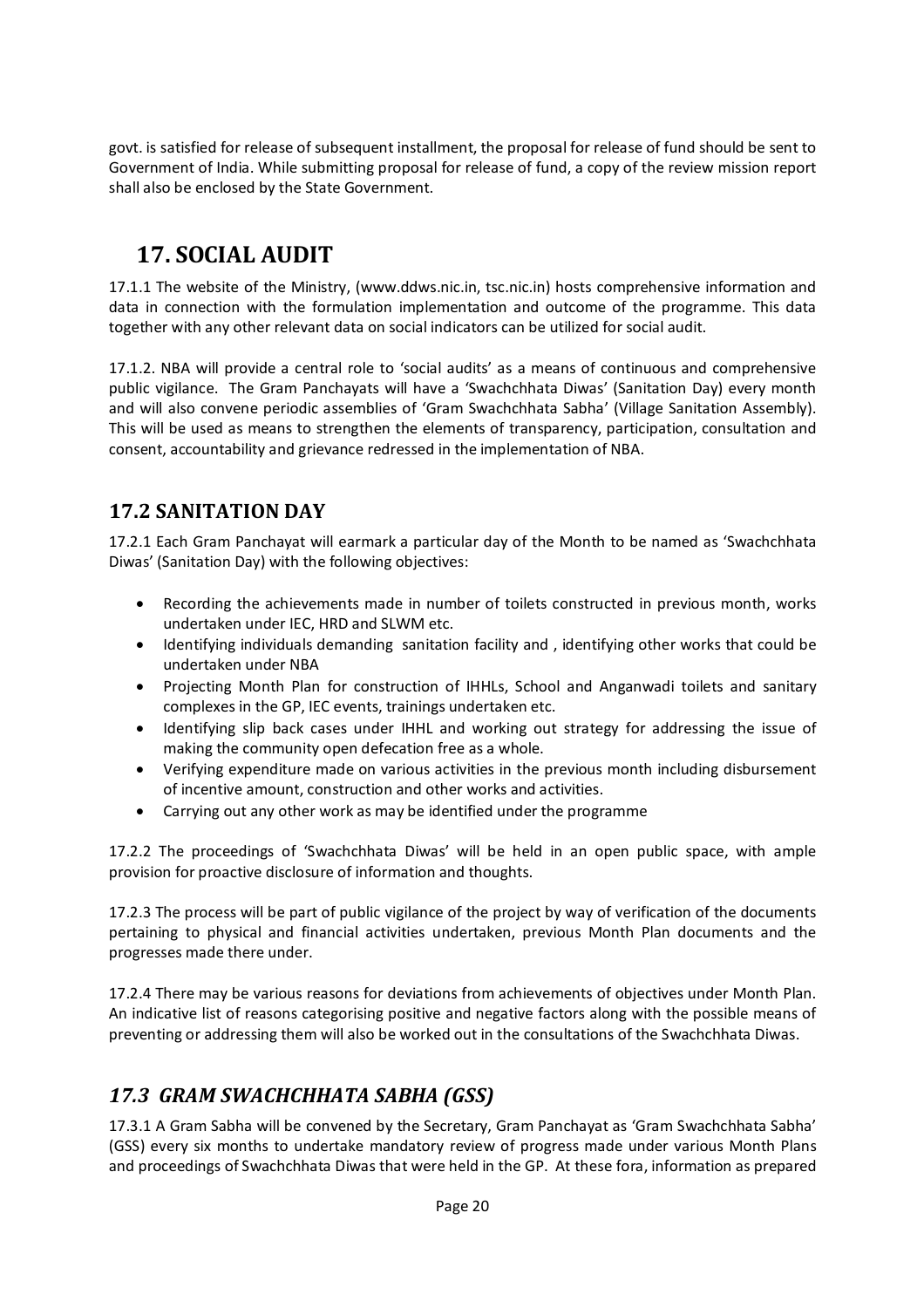govt. is satisfied for release of subsequent installment, the proposal for release of fund should be sent to Government of India. While submitting proposal for release of fund, a copy of the review mission report shall also be enclosed by the State Government.

# 17. SOCIAL AUDIT

17.1.1 The website of the Ministry, (www.ddws.nic.in, tsc.nic.in) hosts comprehensive information and data in connection with the formulation implementation and outcome of the programme. This data together with any other relevant data on social indicators can be utilized for social audit.

17.1.2. NBA will provide a central role to 'social audits' as a means of continuous and comprehensive public vigilance. The Gram Panchayats will have a 'Swachchhata Diwas' (Sanitation Day) every month and will also convene periodic assemblies of 'Gram Swachchhata Sabha' (Village Sanitation Assembly). This will be used as means to strengthen the elements of transparency, participation, consultation and consent, accountability and grievance redressed in the implementation of NBA.

## 17.2 SANITATION DAY

17.2.1 Each Gram Panchayat will earmark a particular day of the Month to be named as 'Swachchhata Diwas' (Sanitation Day) with the following objectives:

- Recording the achievements made in number of toilets constructed in previous month, works undertaken under IEC, HRD and SLWM etc.
- Identifying individuals demanding sanitation facility and , identifying other works that could be undertaken under NBA
- Projecting Month Plan for construction of IHHLs, School and Anganwadi toilets and sanitary complexes in the GP, IEC events, trainings undertaken etc.
- Identifying slip back cases under IHHL and working out strategy for addressing the issue of making the community open defecation free as a whole.
- Verifying expenditure made on various activities in the previous month including disbursement of incentive amount, construction and other works and activities.
- Carrying out any other work as may be identified under the programme

17.2.2 The proceedings of 'Swachchhata Diwas' will be held in an open public space, with ample provision for proactive disclosure of information and thoughts.

17.2.3 The process will be part of public vigilance of the project by way of verification of the documents pertaining to physical and financial activities undertaken, previous Month Plan documents and the progresses made there under.

17.2.4 There may be various reasons for deviations from achievements of objectives under Month Plan. An indicative list of reasons categorising positive and negative factors along with the possible means of preventing or addressing them will also be worked out in the consultations of the Swachchhata Diwas.

## *17.3 GRAM SWACHCHHATA SABHA (GSS)*

17.3.1 A Gram Sabha will be convened by the Secretary, Gram Panchayat as 'Gram Swachchhata Sabha' (GSS) every six months to undertake mandatory review of progress made under various Month Plans and proceedings of Swachchhata Diwas that were held in the GP. At these fora, information as prepared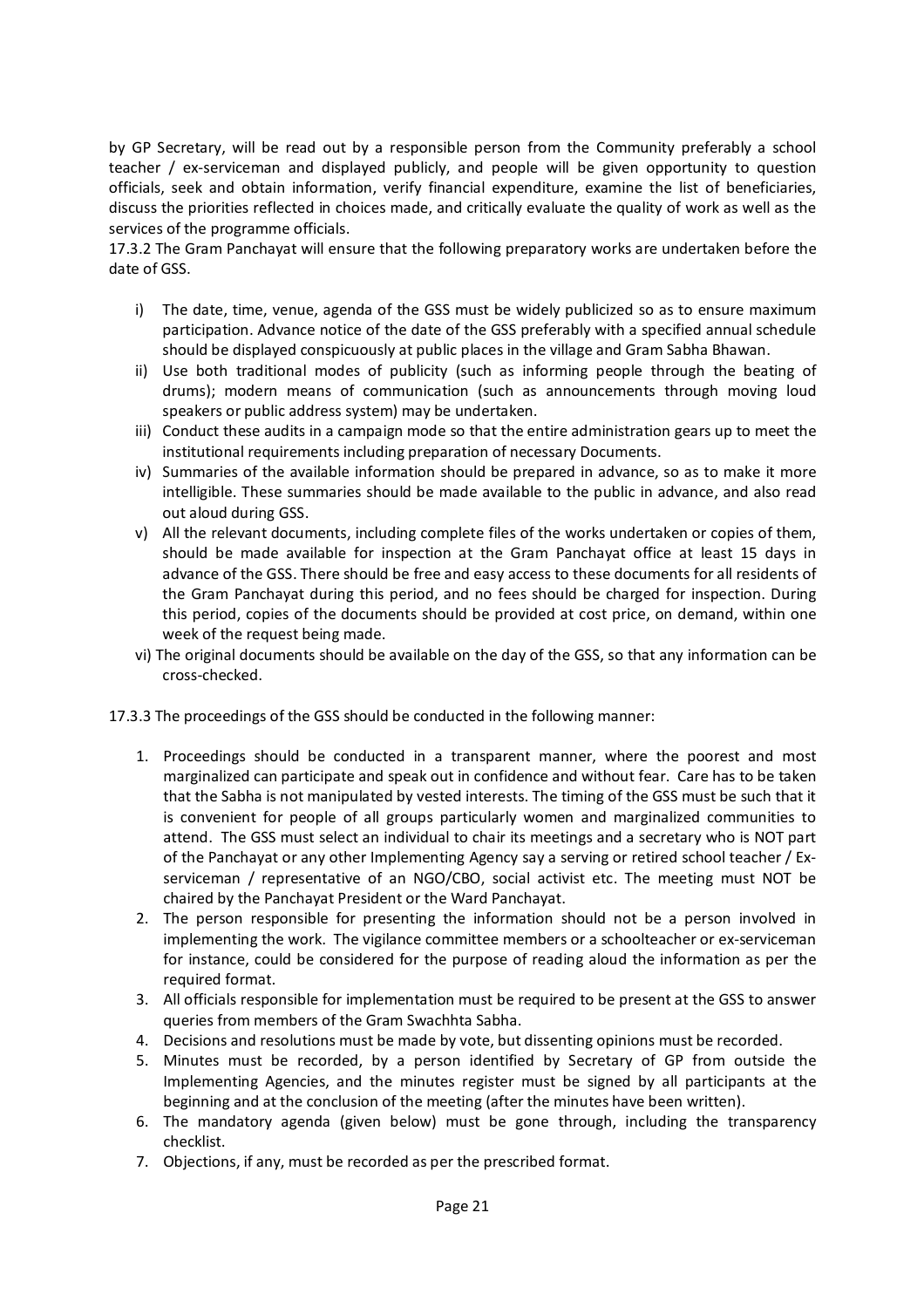by GP Secretary, will be read out by a responsible person from the Community preferably a school teacher / ex-serviceman and displayed publicly, and people will be given opportunity to question officials, seek and obtain information, verify financial expenditure, examine the list of beneficiaries, discuss the priorities reflected in choices made, and critically evaluate the quality of work as well as the services of the programme officials.

17.3.2 The Gram Panchayat will ensure that the following preparatory works are undertaken before the date of GSS.

i) The date, time, venue, agenda of the GSS must be widely publicized so as to ensure maximum participation. Advance notice of the date of the GSS preferably with a specified annual schedule should be displayed conspicuously at public places in the village and Gram Sabha Bhawan.
ii) Use both traditional modes of publicity (such as informing people through the beating of drums); modern means of communication (such as announcements through moving loud speakers or public address system) may be undertaken.
iii) Conduct these audits in a campaign mode so that the entire administration gears up to meet the institutional requirements including preparation of necessary Documents.
iv) Summaries of the available information should be prepared in advance, so as to make it more intelligible. These summaries should be made available to the public in advance, and also read out aloud during GSS.
v) All the relevant documents, including complete files of the works undertaken or copies of them, should be made available for inspection at the Gram Panchayat office at least 15 days in advance of the GSS. There should be free and easy access to these documents for all residents of the Gram Panchayat during this period, and no fees should be charged for inspection. During this period, copies of the documents should be provided at cost price, on demand, within one week of the request being made.
vi) The original documents should be available on the day of the GSS, so that any information can be cross-checked.

17.3.3 The proceedings of the GSS should be conducted in the following manner:

1. Proceedings should be conducted in a transparent manner, where the poorest and most marginalized can participate and speak out in confidence and without fear. Care has to be taken that the Sabha is not manipulated by vested interests. The timing of the GSS must be such that it is convenient for people of all groups particularly women and marginalized communities to attend. The GSS must select an individual to chair its meetings and a secretary who is NOT part of the Panchayat or any other Implementing Agency say a serving or retired school teacher / Ex-serviceman / representative of an NGO/CBO, social activist etc. The meeting must NOT be chaired by the Panchayat President or the Ward Panchayat.
2. The person responsible for presenting the information should not be a person involved in implementing the work. The vigilance committee members or a schoolteacher or ex-serviceman for instance, could be considered for the purpose of reading aloud the information as per the required format.
3. All officials responsible for implementation must be required to be present at the GSS to answer queries from members of the Gram Swachhta Sabha.
4. Decisions and resolutions must be made by vote, but dissenting opinions must be recorded.
5. Minutes must be recorded, by a person identified by Secretary of GP from outside the Implementing Agencies, and the minutes register must be signed by all participants at the beginning and at the conclusion of the meeting (after the minutes have been written).
6. The mandatory agenda (given below) must be gone through, including the transparency checklist.
7. Objections, if any, must be recorded as per the prescribed format.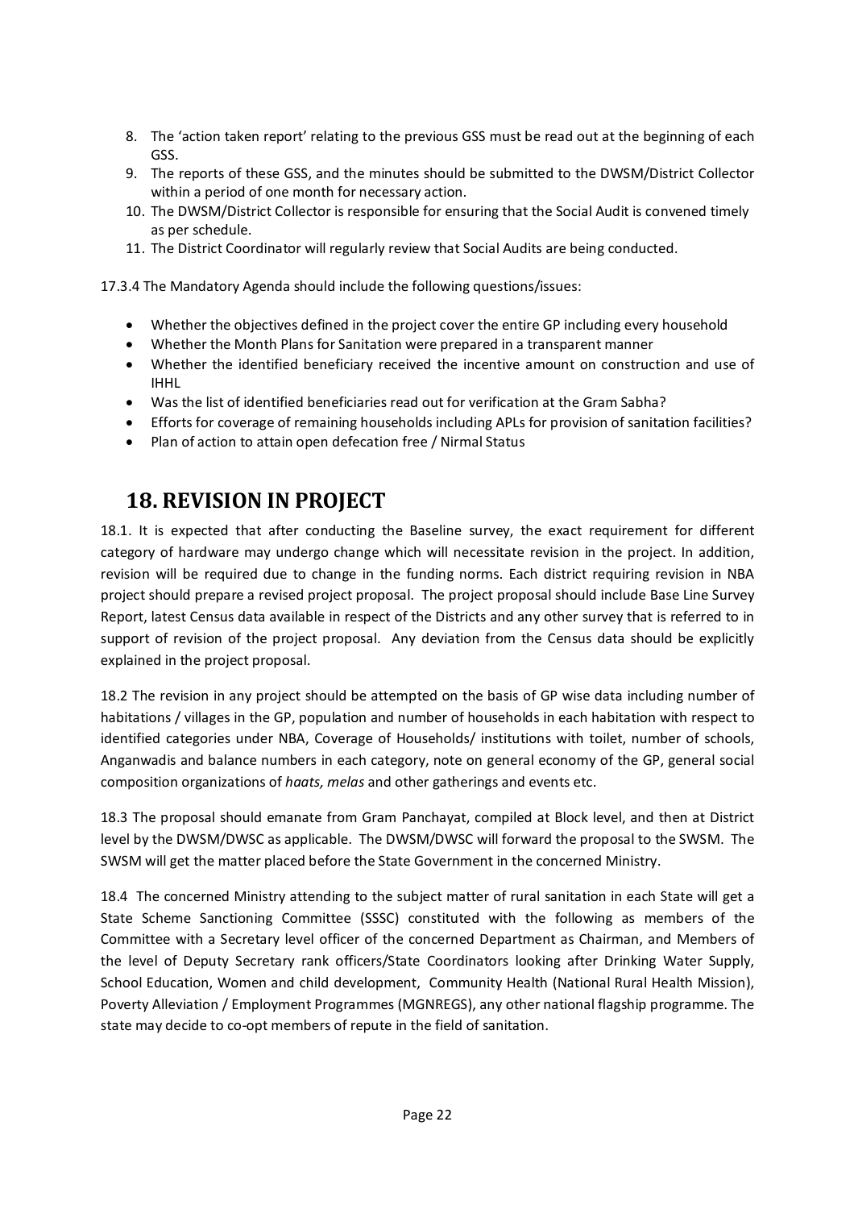8. The 'action taken report' relating to the previous GSS must be read out at the beginning of each GSS.
9. The reports of these GSS, and the minutes should be submitted to the DWSM/District Collector within a period of one month for necessary action.
10. The DWSM/District Collector is responsible for ensuring that the Social Audit is convened timely as per schedule.
11. The District Coordinator will regularly review that Social Audits are being conducted.

17.3.4 The Mandatory Agenda should include the following questions/issues:

- Whether the objectives defined in the project cover the entire GP including every household
- Whether the Month Plans for Sanitation were prepared in a transparent manner
- Whether the identified beneficiary received the incentive amount on construction and use of IHHL
- Was the list of identified beneficiaries read out for verification at the Gram Sabha?
- Efforts for coverage of remaining households including APLs for provision of sanitation facilities?
- Plan of action to attain open defecation free / Nirmal Status

# 18. REVISION IN PROJECT

18.1. It is expected that after conducting the Baseline survey, the exact requirement for different category of hardware may undergo change which will necessitate revision in the project. In addition, revision will be required due to change in the funding norms. Each district requiring revision in NBA project should prepare a revised project proposal. The project proposal should include Base Line Survey Report, latest Census data available in respect of the Districts and any other survey that is referred to in support of revision of the project proposal. Any deviation from the Census data should be explicitly explained in the project proposal.

18.2 The revision in any project should be attempted on the basis of GP wise data including number of habitations / villages in the GP, population and number of households in each habitation with respect to identified categories under NBA, Coverage of Households/ institutions with toilet, number of schools, Anganwadis and balance numbers in each category, note on general economy of the GP, general social composition organizations of *haats, melas* and other gatherings and events etc.

18.3 The proposal should emanate from Gram Panchayat, compiled at Block level, and then at District level by the DWSM/DWSC as applicable. The DWSM/DWSC will forward the proposal to the SWSM. The SWSM will get the matter placed before the State Government in the concerned Ministry.

18.4 The concerned Ministry attending to the subject matter of rural sanitation in each State will get a State Scheme Sanctioning Committee (SSSC) constituted with the following as members of the Committee with a Secretary level officer of the concerned Department as Chairman, and Members of the level of Deputy Secretary rank officers/State Coordinators looking after Drinking Water Supply, School Education, Women and child development, Community Health (National Rural Health Mission), Poverty Alleviation / Employment Programmes (MGNREGS), any other national flagship programme. The state may decide to co-opt members of repute in the field of sanitation.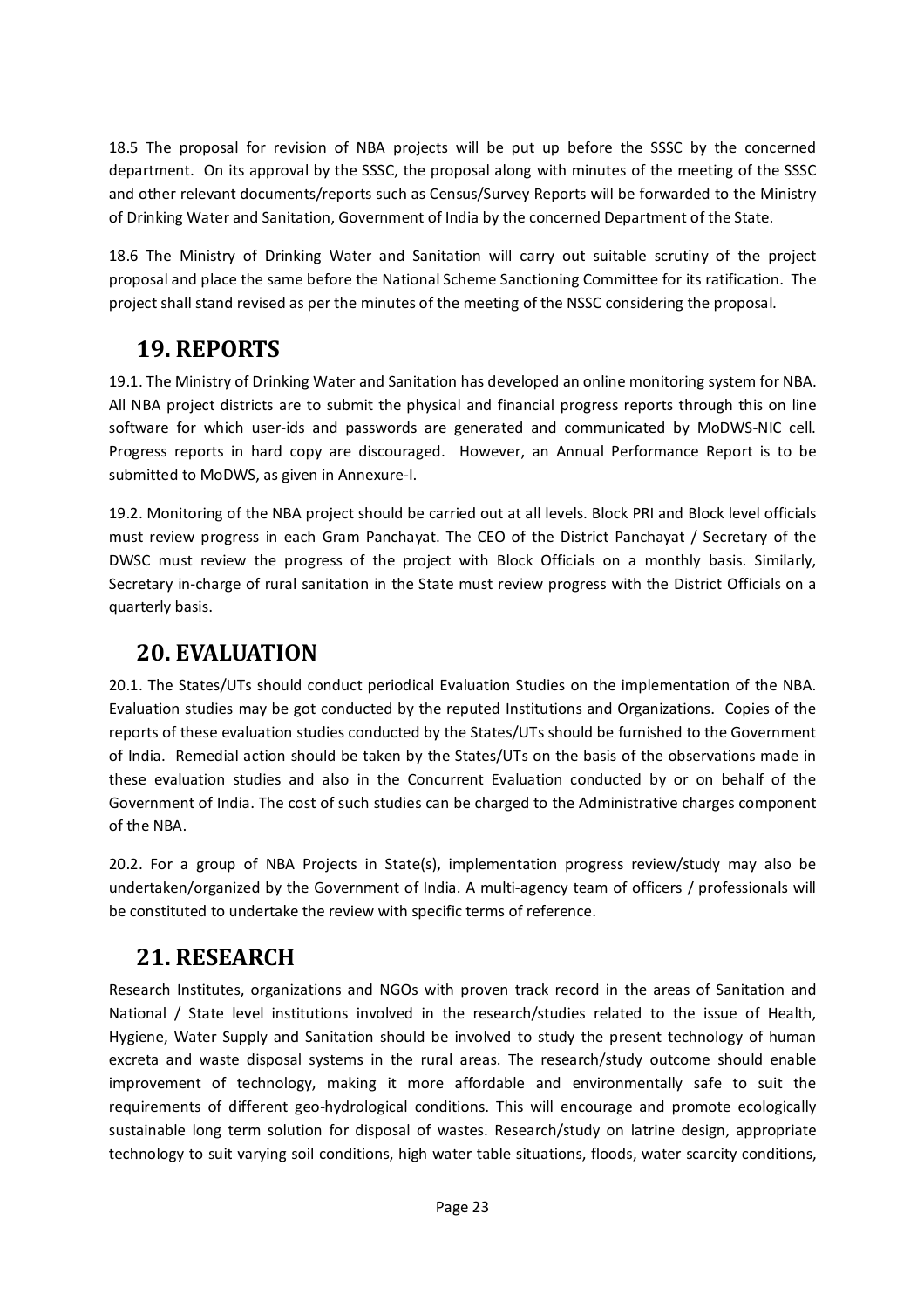18.5 The proposal for revision of NBA projects will be put up before the SSSC by the concerned department. On its approval by the SSSC, the proposal along with minutes of the meeting of the SSSC and other relevant documents/reports such as Census/Survey Reports will be forwarded to the Ministry of Drinking Water and Sanitation, Government of India by the concerned Department of the State.

18.6 The Ministry of Drinking Water and Sanitation will carry out suitable scrutiny of the project proposal and place the same before the National Scheme Sanctioning Committee for its ratification. The project shall stand revised as per the minutes of the meeting of the NSSC considering the proposal.

## 19. REPORTS

19.1. The Ministry of Drinking Water and Sanitation has developed an online monitoring system for NBA. All NBA project districts are to submit the physical and financial progress reports through this on line software for which user-ids and passwords are generated and communicated by MoDWS-NIC cell. Progress reports in hard copy are discouraged. However, an Annual Performance Report is to be submitted to MoDWS, as given in Annexure-I.

19.2. Monitoring of the NBA project should be carried out at all levels. Block PRI and Block level officials must review progress in each Gram Panchayat. The CEO of the District Panchayat / Secretary of the DWSC must review the progress of the project with Block Officials on a monthly basis. Similarly, Secretary in-charge of rural sanitation in the State must review progress with the District Officials on a quarterly basis.

## 20. EVALUATION

20.1. The States/UTs should conduct periodical Evaluation Studies on the implementation of the NBA. Evaluation studies may be got conducted by the reputed Institutions and Organizations. Copies of the reports of these evaluation studies conducted by the States/UTs should be furnished to the Government of India. Remedial action should be taken by the States/UTs on the basis of the observations made in these evaluation studies and also in the Concurrent Evaluation conducted by or on behalf of the Government of India. The cost of such studies can be charged to the Administrative charges component of the NBA.

20.2. For a group of NBA Projects in State(s), implementation progress review/study may also be undertaken/organized by the Government of India. A multi-agency team of officers / professionals will be constituted to undertake the review with specific terms of reference.

## 21. RESEARCH

Research Institutes, organizations and NGOs with proven track record in the areas of Sanitation and National / State level institutions involved in the research/studies related to the issue of Health, Hygiene, Water Supply and Sanitation should be involved to study the present technology of human excreta and waste disposal systems in the rural areas. The research/study outcome should enable improvement of technology, making it more affordable and environmentally safe to suit the requirements of different geo-hydrological conditions. This will encourage and promote ecologically sustainable long term solution for disposal of wastes. Research/study on latrine design, appropriate technology to suit varying soil conditions, high water table situations, floods, water scarcity conditions,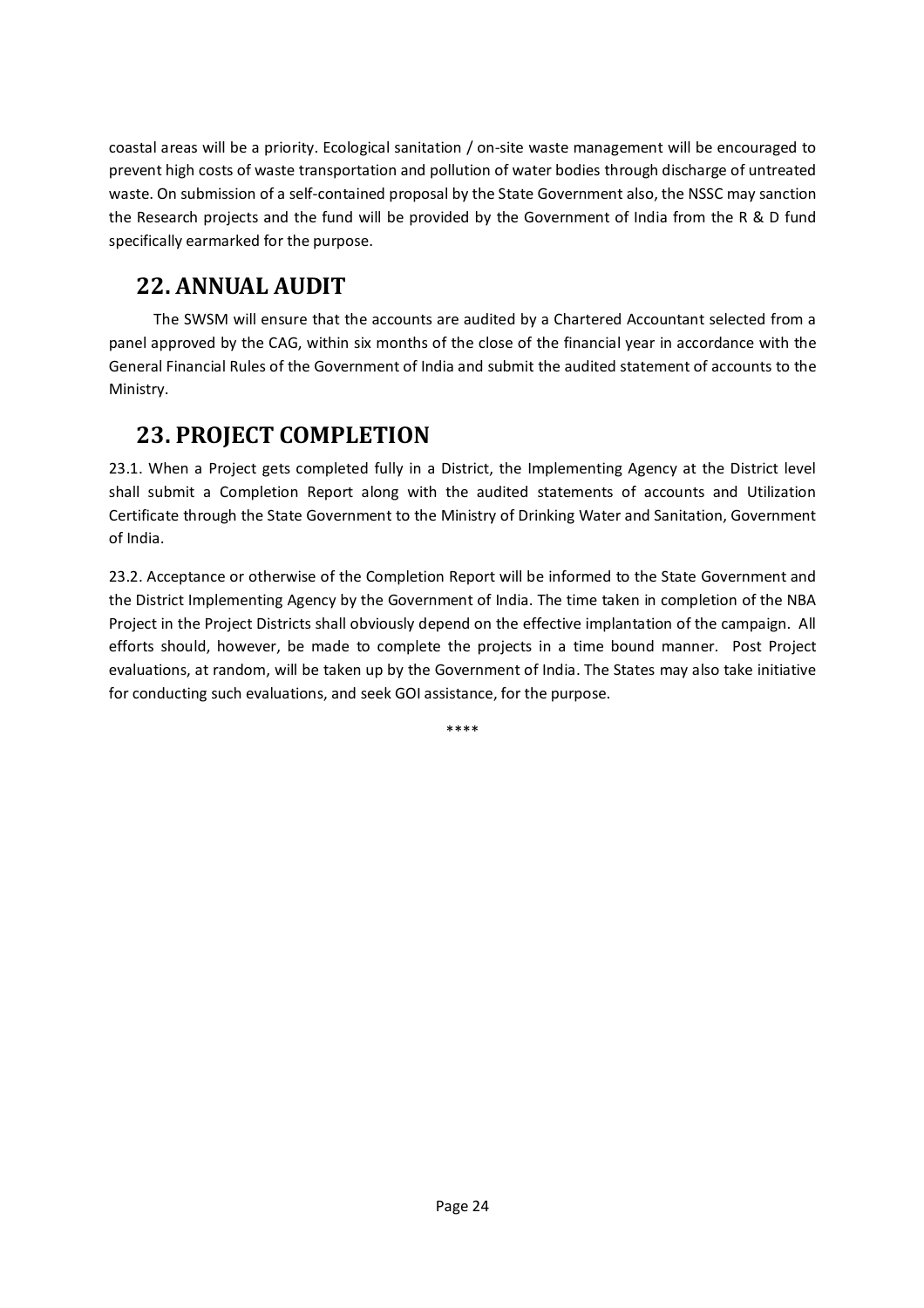coastal areas will be a priority. Ecological sanitation / on-site waste management will be encouraged to prevent high costs of waste transportation and pollution of water bodies through discharge of untreated waste. On submission of a self-contained proposal by the State Government also, the NSSC may sanction the Research projects and the fund will be provided by the Government of India from the R & D fund specifically earmarked for the purpose.

## 22. ANNUAL AUDIT

The SWSM will ensure that the accounts are audited by a Chartered Accountant selected from a panel approved by the CAG, within six months of the close of the financial year in accordance with the General Financial Rules of the Government of India and submit the audited statement of accounts to the Ministry.

## 23. PROJECT COMPLETION

23.1. When a Project gets completed fully in a District, the Implementing Agency at the District level shall submit a Completion Report along with the audited statements of accounts and Utilization Certificate through the State Government to the Ministry of Drinking Water and Sanitation, Government of India.

23.2. Acceptance or otherwise of the Completion Report will be informed to the State Government and the District Implementing Agency by the Government of India. The time taken in completion of the NBA Project in the Project Districts shall obviously depend on the effective implantation of the campaign. All efforts should, however, be made to complete the projects in a time bound manner. Post Project evaluations, at random, will be taken up by the Government of India. The States may also take initiative for conducting such evaluations, and seek GOI assistance, for the purpose.

****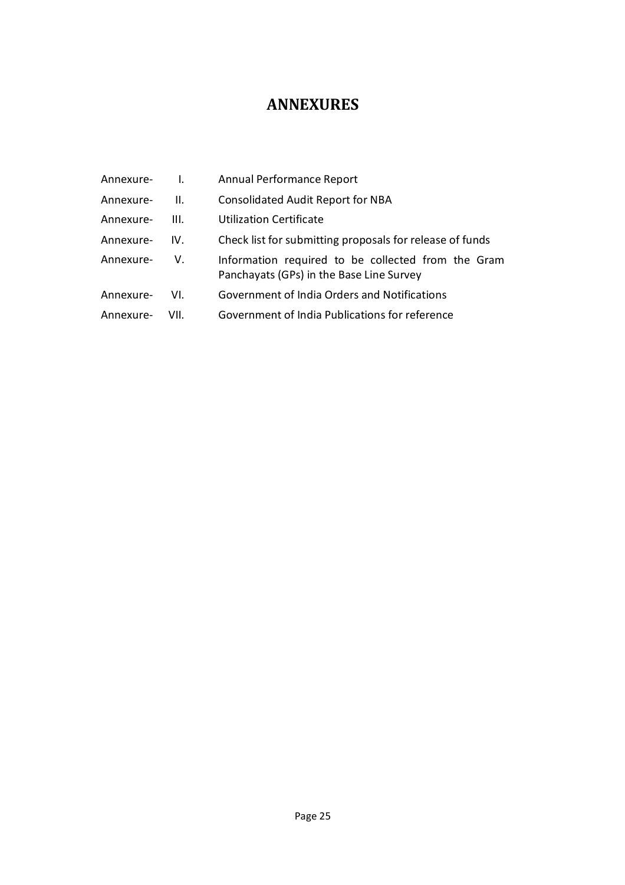# ANNEXURES

| | | |
|---|---|---|
| Annexure- | I. | Annual Performance Report |
| Annexure- | II. | Consolidated Audit Report for NBA |
| Annexure- | III. | Utilization Certificate |
| Annexure- | IV. | Check list for submitting proposals for release of funds |
| Annexure- | V. | Information required to be collected from the Gram Panchayats (GPs) in the Base Line Survey |
| Annexure- | VI. | Government of India Orders and Notifications |
| Annexure- | VII. | Government of India Publications for reference |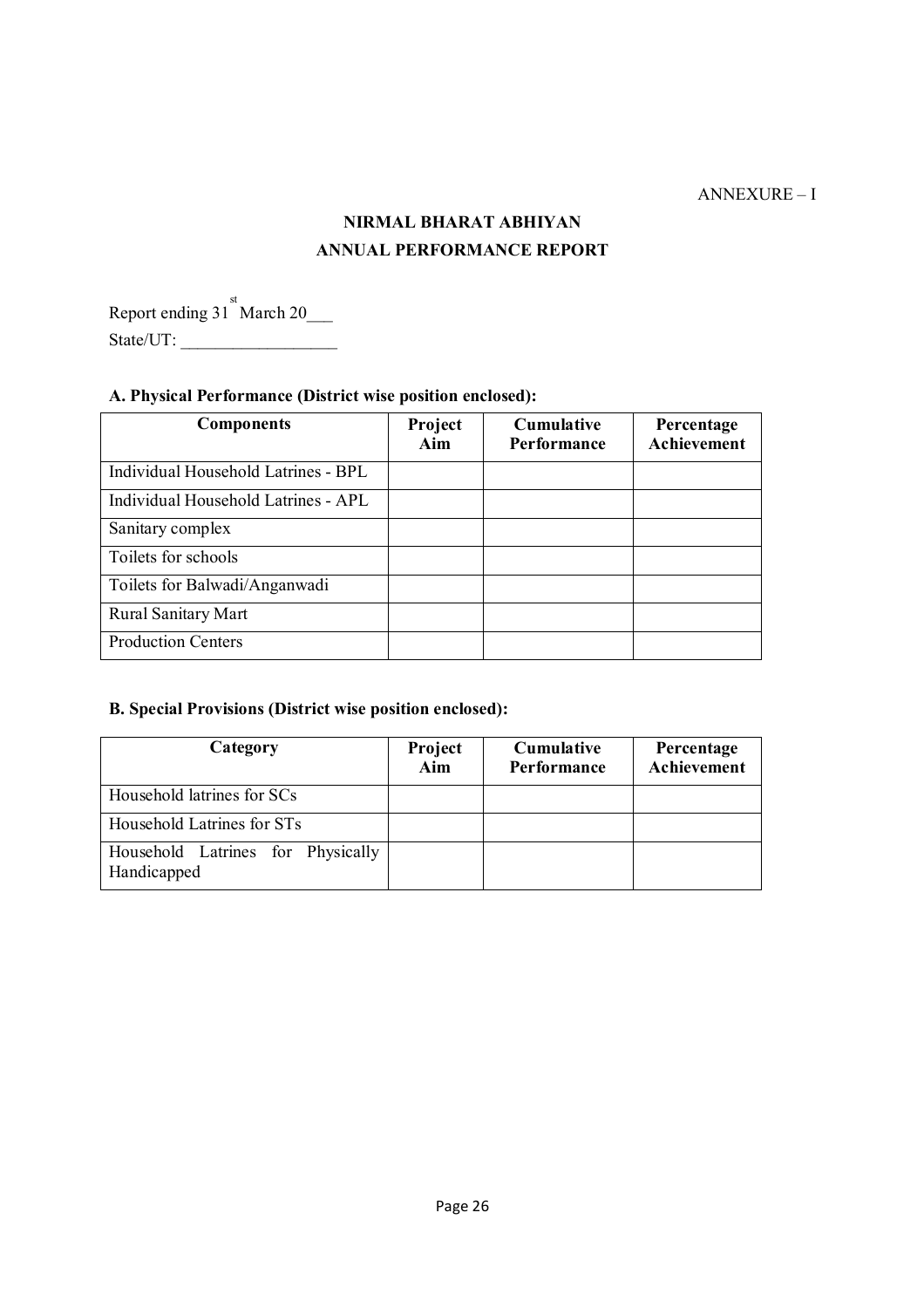ANNEXURE – I

# NIRMAL BHARAT ABHIYAN
## ANNUAL PERFORMANCE REPORT

Report ending 31st March 20___
State/UT: ___________________

### A. Physical Performance (District wise position enclosed):

| Components | Project Aim | Cumulative Performance | Percentage Achievement |
|---|---|---|---|
| Individual Household Latrines - BPL | | | |
| Individual Household Latrines - APL | | | |
| Sanitary complex | | | |
| Toilets for schools | | | |
| Toilets for Balwadi/Anganwadi | | | |
| Rural Sanitary Mart | | | |
| Production Centers | | | |

### B. Special Provisions (District wise position enclosed):

| Category | Project Aim | Cumulative Performance | Percentage Achievement |
|---|---|---|---|
| Household latrines for SCs | | | |
| Household Latrines for STs | | | |
| Household Latrines for Physically Handicapped | | | |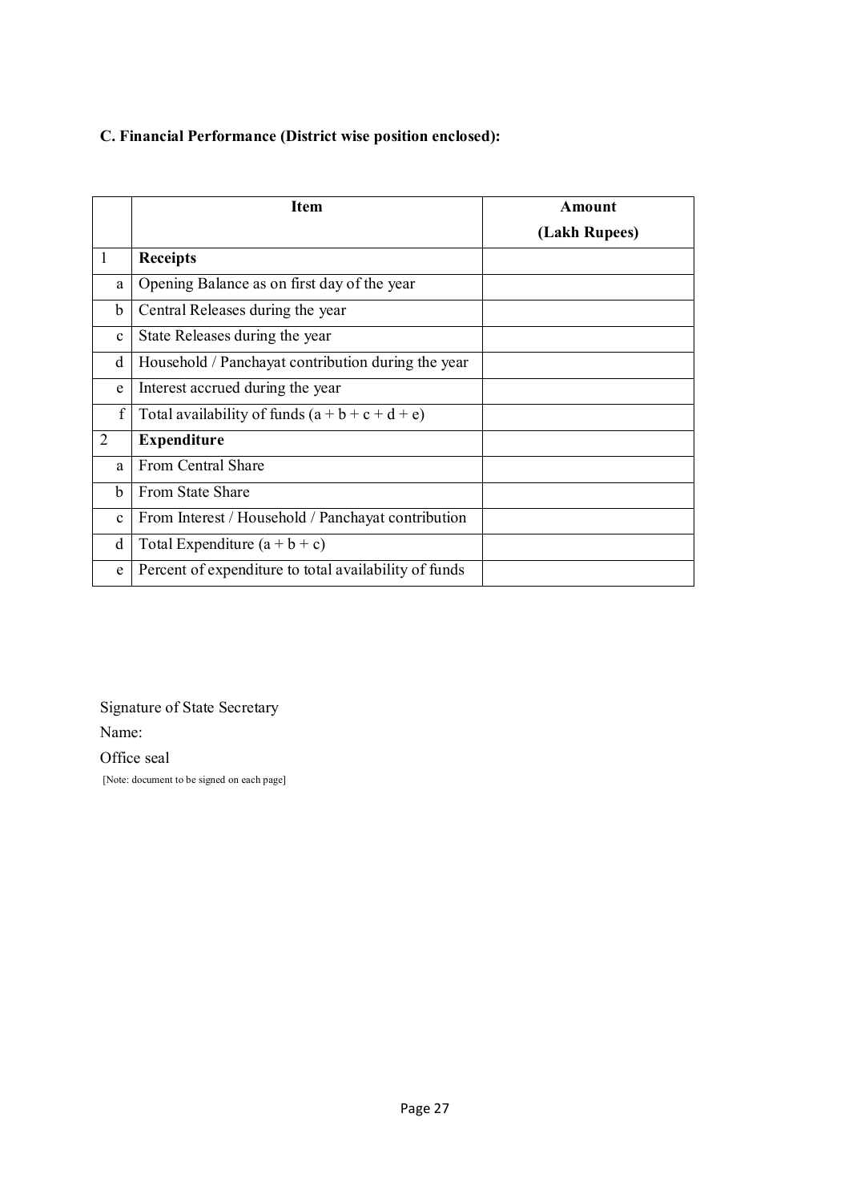**C. Financial Performance (District wise position enclosed):**

| | Item | Amount (Lakh Rupees) |
|---|---|---|
| 1 | **Receipts** | |
| a | Opening Balance as on first day of the year | |
| b | Central Releases during the year | |
| c | State Releases during the year | |
| d | Household / Panchayat contribution during the year | |
| e | Interest accrued during the year | |
| f | Total availability of funds (a + b + c + d + e) | |
| 2 | **Expenditure** | |
| a | From Central Share | |
| b | From State Share | |
| c | From Interest / Household / Panchayat contribution | |
| d | Total Expenditure (a + b + c) | |
| e | Percent of expenditure to total availability of funds | |

Signature of State Secretary

Name:

Office seal

[Note: document to be signed on each page]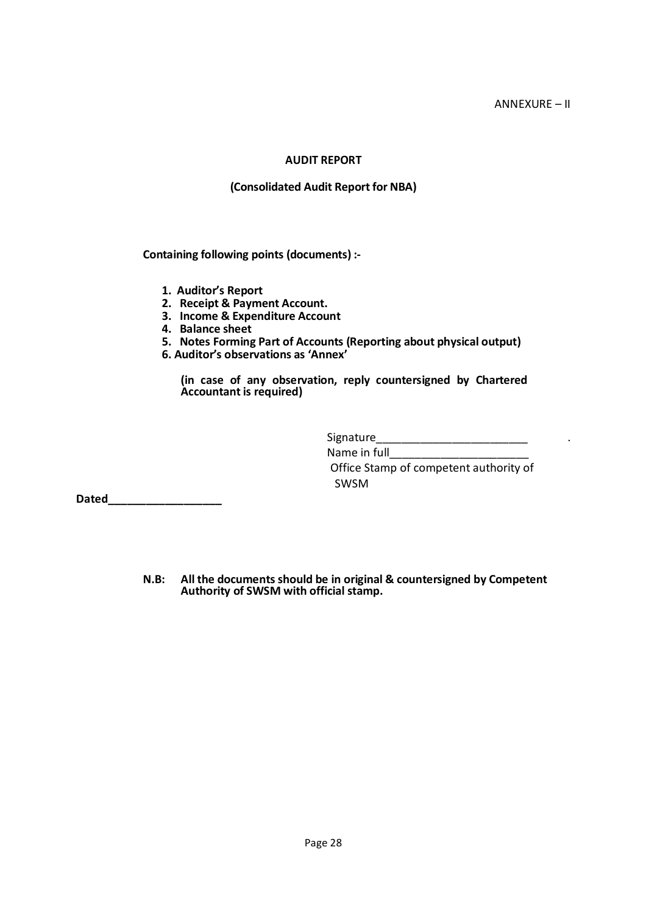ANNEXURE – II

## AUDIT REPORT

### (Consolidated Audit Report for NBA)

**Containing following points (documents) :-**

1. **Auditor's Report**
2. **Receipt & Payment Account.**
3. **Income & Expenditure Account**
4. **Balance sheet**
5. **Notes Forming Part of Accounts (Reporting about physical output)**
6. **Auditor's observations as 'Annex'**

**(in case of any observation, reply countersigned by Chartered Accountant is required)**

Signature________________________ .
Name in full______________________
Office Stamp of competent authority of SWSM

**Dated__________________**

**N.B: All the documents should be in original & countersigned by Competent Authority of SWSM with official stamp.**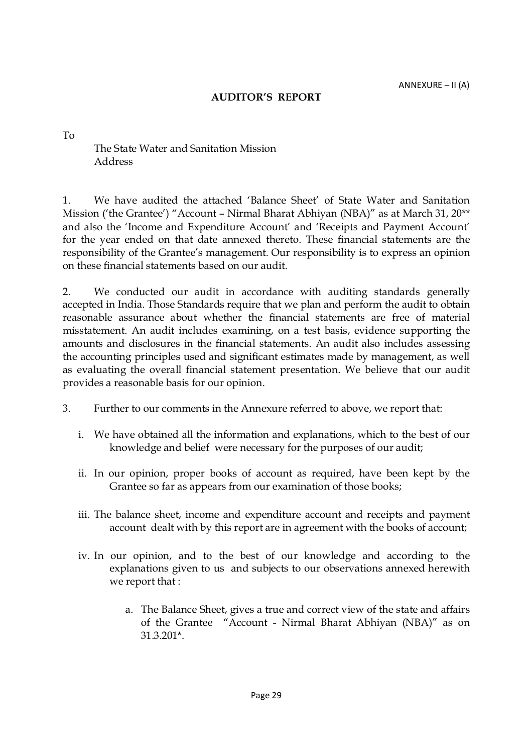ANNEXURE – II (A)

## AUDITOR'S REPORT

To

The State Water and Sanitation Mission
Address

1. We have audited the attached 'Balance Sheet' of State Water and Sanitation Mission ('the Grantee') "Account – Nirmal Bharat Abhiyan (NBA)" as at March 31, 20** and also the 'Income and Expenditure Account' and 'Receipts and Payment Account' for the year ended on that date annexed thereto. These financial statements are the responsibility of the Grantee's management. Our responsibility is to express an opinion on these financial statements based on our audit.

2. We conducted our audit in accordance with auditing standards generally accepted in India. Those Standards require that we plan and perform the audit to obtain reasonable assurance about whether the financial statements are free of material misstatement. An audit includes examining, on a test basis, evidence supporting the amounts and disclosures in the financial statements. An audit also includes assessing the accounting principles used and significant estimates made by management, as well as evaluating the overall financial statement presentation. We believe that our audit provides a reasonable basis for our opinion.

3. Further to our comments in the Annexure referred to above, we report that:

   i. We have obtained all the information and explanations, which to the best of our knowledge and belief were necessary for the purposes of our audit;

   ii. In our opinion, proper books of account as required, have been kept by the Grantee so far as appears from our examination of those books;

   iii. The balance sheet, income and expenditure account and receipts and payment account dealt with by this report are in agreement with the books of account;

   iv. In our opinion, and to the best of our knowledge and according to the explanations given to us and subjects to our observations annexed herewith we report that :

      a. The Balance Sheet, gives a true and correct view of the state and affairs of the Grantee "Account - Nirmal Bharat Abhiyan (NBA)" as on 31.3.201*.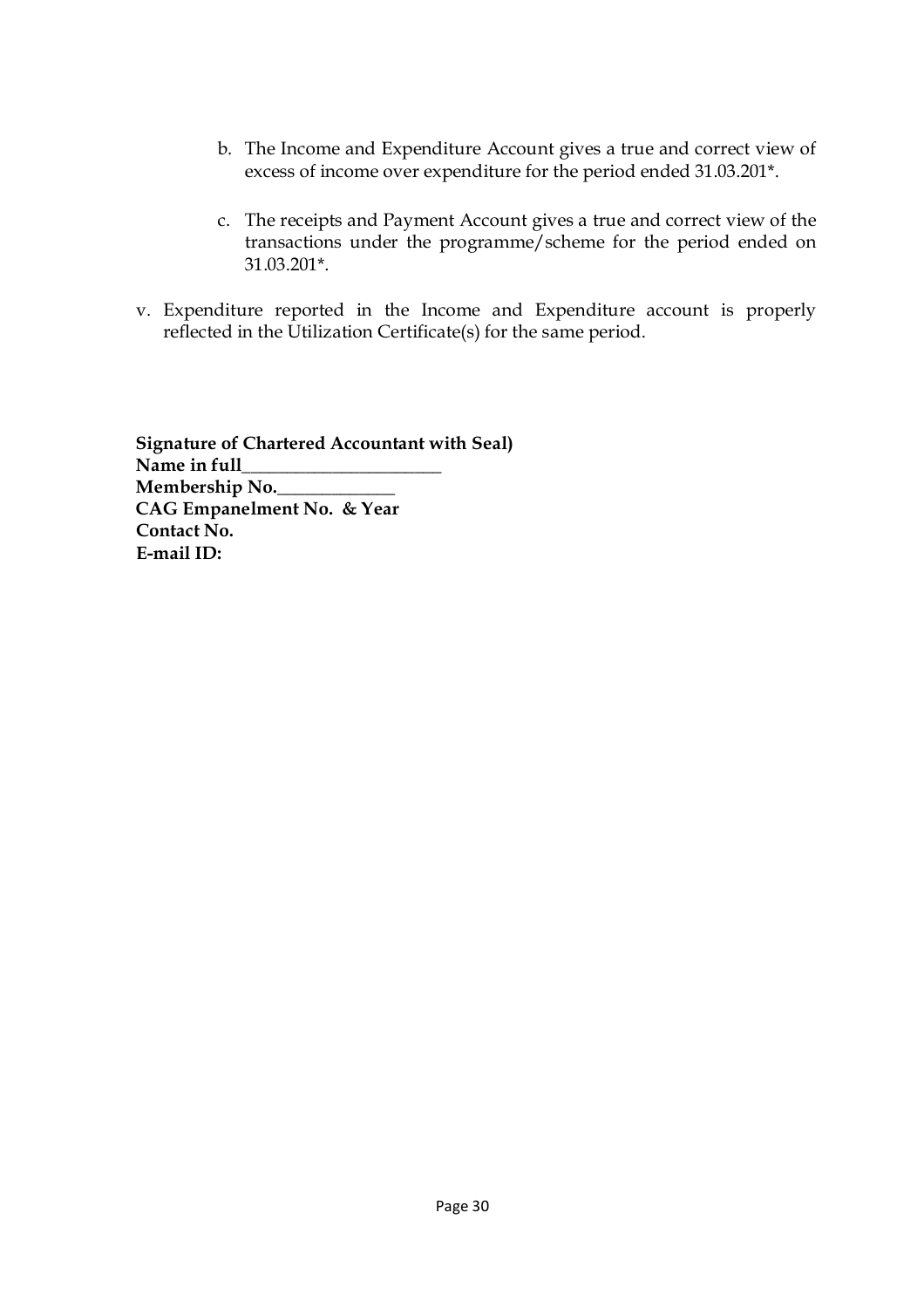b. The Income and Expenditure Account gives a true and correct view of excess of income over expenditure for the period ended 31.03.201*.

c. The receipts and Payment Account gives a true and correct view of the transactions under the programme/scheme for the period ended on 31.03.201*.

v. Expenditure reported in the Income and Expenditure account is properly reflected in the Utilization Certificate(s) for the same period.

**Signature of Chartered Accountant with Seal)**
**Name in full**______________________
**Membership No.**_____________
**CAG Empanelment No. & Year**
**Contact No.**
**E-mail ID:**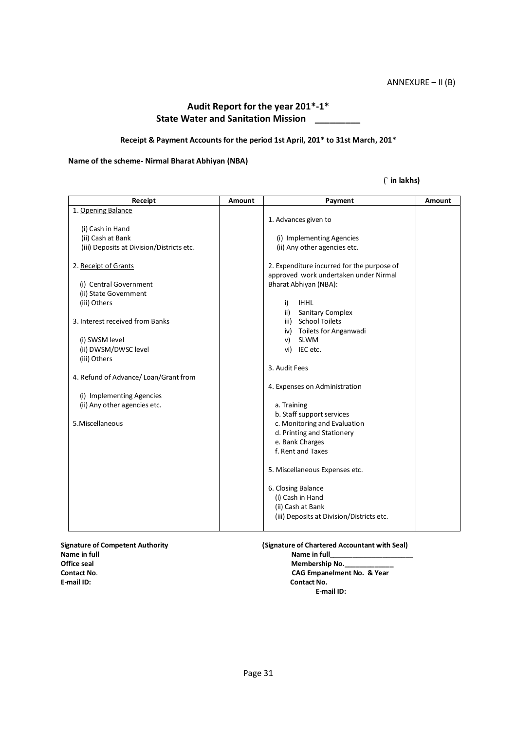ANNEXURE – II (B)

## Audit Report for the year 201*-1*
## State Water and Sanitation Mission _________

**Receipt & Payment Accounts for the period 1st April, 201* to 31st March, 201***

**Name of the scheme- Nirmal Bharat Abhiyan (NBA)**

**(` in lakhs)**

| Receipt | Amount | Payment | Amount |
|---|---|---|---|
| 1. Opening Balance<br><br>(i) Cash in Hand<br>(ii) Cash at Bank<br>(iii) Deposits at Division/Districts etc.<br><br>2. Receipt of Grants<br><br>(i) Central Government<br>(ii) State Government<br>(iii) Others<br><br>3. Interest received from Banks<br><br>(i) SWSM level<br>(ii) DWSM/DWSC level<br>(iii) Others<br><br>4. Refund of Advance/ Loan/Grant from<br><br>(i) Implementing Agencies<br>(ii) Any other agencies etc.<br><br>5.Miscellaneous | | 1. Advances given to<br><br>(i) Implementing Agencies<br>(ii) Any other agencies etc.<br><br>2. Expenditure incurred for the purpose of approved work undertaken under Nirmal Bharat Abhiyan (NBA):<br><br>i) IHHL<br>ii) Sanitary Complex<br>iii) School Toilets<br>iv) Toilets for Anganwadi<br>v) SLWM<br>vi) IEC etc.<br><br>3. Audit Fees<br><br>4. Expenses on Administration<br><br>a. Training<br>b. Staff support services<br>c. Monitoring and Evaluation<br>d. Printing and Stationery<br>e. Bank Charges<br>f. Rent and Taxes<br><br>5. Miscellaneous Expenses etc.<br><br>6. Closing Balance<br>(i) Cash in Hand<br>(ii) Cash at Bank<br>(iii) Deposits at Division/Districts etc. | |

**Signature of Competent Authority**
**Name in full**
**Office seal**
**Contact No**.
**E-mail ID:**

**(Signature of Chartered Accountant with Seal)**
**Name in full______________________**
**Membership No._____________**
**CAG Empanelment No. & Year**
**Contact No.**
**E-mail ID:**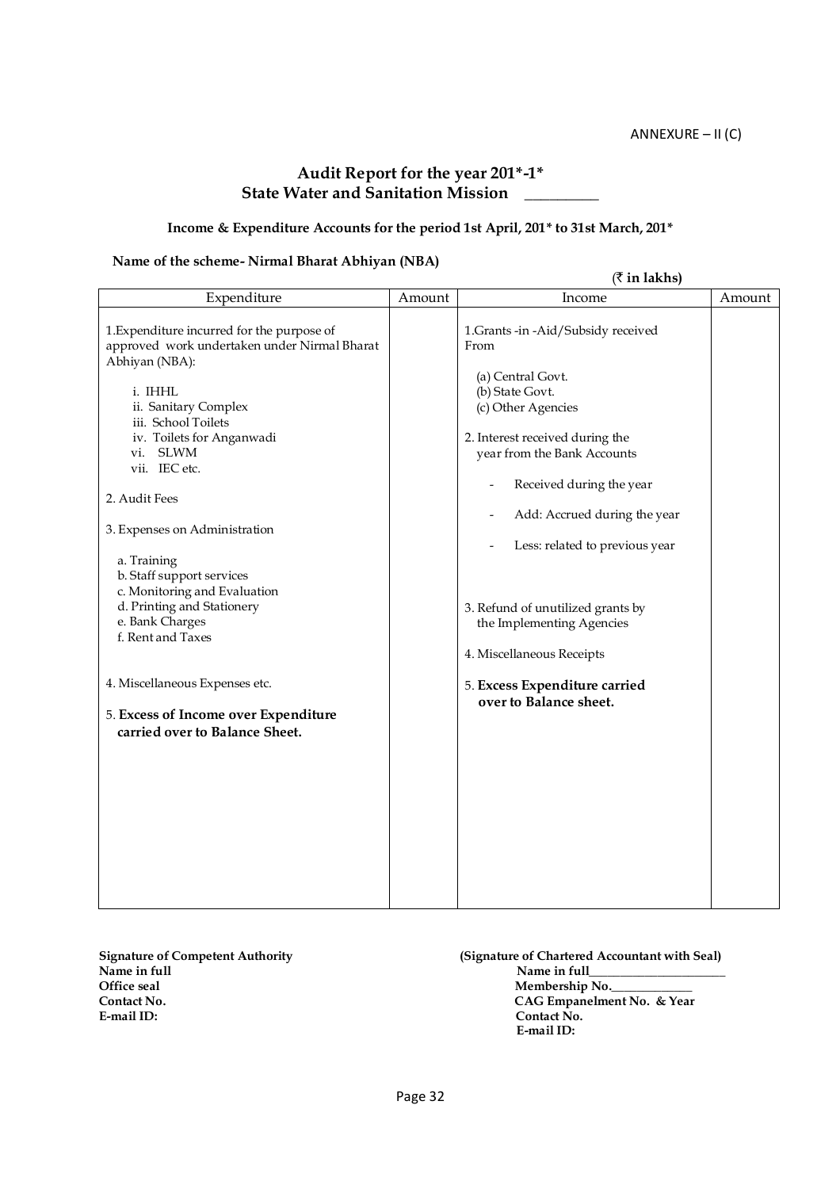ANNEXURE – II (C)

## Audit Report for the year 201*-1*
## State Water and Sanitation Mission _________

**Income & Expenditure Accounts for the period 1st April, 201* to 31st March, 201***

**Name of the scheme- Nirmal Bharat Abhiyan (NBA)**

(₹ in lakhs)

| Expenditure | Amount | Income | Amount |
|---|---|---|---|
| 1.Expenditure incurred for the purpose of approved work undertaken under Nirmal Bharat Abhiyan (NBA): | | 1.Grants -in -Aid/Subsidy received From | |
| i. IHHL | | (a) Central Govt. | |
| ii. Sanitary Complex | | (b) State Govt. | |
| iii. School Toilets | | (c) Other Agencies | |
| iv. Toilets for Anganwadi | | 2. Interest received during the year from the Bank Accounts | |
| vi. SLWM | | - Received during the year | |
| vii. IEC etc. | | - Add: Accrued during the year | |
| 2. Audit Fees | | - Less: related to previous year | |
| 3. Expenses on Administration | | | |
| a. Training | | | |
| b. Staff support services | | | |
| c. Monitoring and Evaluation | | | |
| d. Printing and Stationery | | 3. Refund of unutilized grants by the Implementing Agencies | |
| e. Bank Charges | | | |
| f. Rent and Taxes | | 4. Miscellaneous Receipts | |
| 4. Miscellaneous Expenses etc. | | 5. **Excess Expenditure carried over to Balance sheet.** | |
| 5. **Excess of Income over Expenditure carried over to Balance Sheet.** | | | |

**Signature of Competent Authority**
**Name in full**
**Office seal**
**Contact No.**
**E-mail ID:**

**(Signature of Chartered Accountant with Seal)**
**Name in full**_____________________
**Membership No.**____________
**CAG Empanelment No. & Year**
**Contact No.**
**E-mail ID:**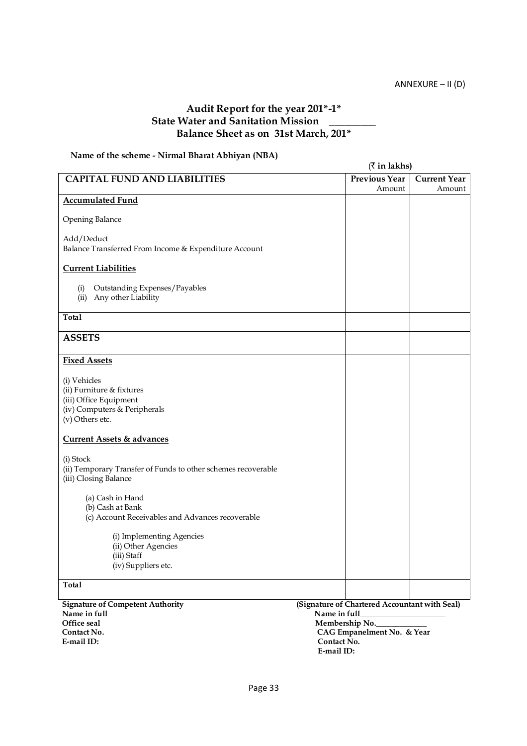ANNEXURE – II (D)

## Audit Report for the year 201*-1*
## State Water and Sanitation Mission \_\_\_\_\_\_\_\_\_\_
## Balance Sheet as on 31st March, 201*

**Name of the scheme - Nirmal Bharat Abhiyan (NBA)**

(₹ in lakhs)

| CAPITAL FUND AND LIABILITIES | Previous Year Amount | Current Year Amount |
|---|---|---|
| **Accumulated Fund** | | |
| Opening Balance | | |
| Add/Deduct<br>Balance Transferred From Income & Expenditure Account | | |
| **Current Liabilities** | | |
| (i) Outstanding Expenses/Payables<br>(ii) Any other Liability | | |
| **Total** | | |
| **ASSETS** | | |
| **Fixed Assets** | | |
| (i) Vehicles<br>(ii) Furniture & fixtures<br>(iii) Office Equipment<br>(iv) Computers & Peripherals<br>(v) Others etc. | | |
| **Current Assets & advances** | | |
| (i) Stock<br>(ii) Temporary Transfer of Funds to other schemes recoverable<br>(iii) Closing Balance | | |
| (a) Cash in Hand<br>(b) Cash at Bank<br>(c) Account Receivables and Advances recoverable | | |
| (i) Implementing Agencies<br>(ii) Other Agencies<br>(iii) Staff<br>(iv) Suppliers etc. | | |
| **Total** | | |

**Signature of Competent Authority**
**Name in full**
**Office seal**
**Contact No.**
**E-mail ID:**

**(Signature of Chartered Accountant with Seal)**
**Name in full**\_\_\_\_\_\_\_\_\_\_\_\_\_\_\_\_\_\_\_\_
**Membership No.**\_\_\_\_\_\_\_\_\_\_\_\_\_
**CAG Empanelment No. & Year**
**Contact No.**
**E-mail ID:**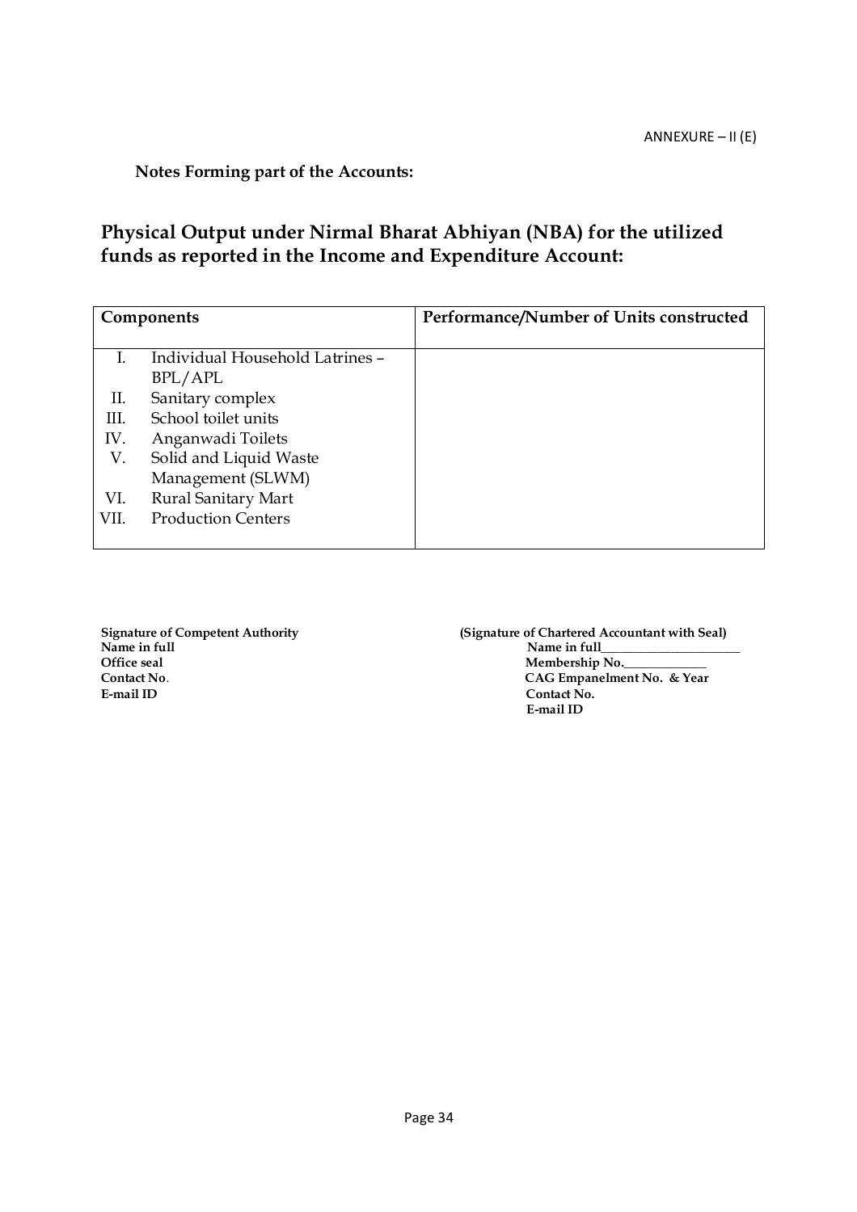ANNEXURE – II (E)

**Notes Forming part of the Accounts:**

## Physical Output under Nirmal Bharat Abhiyan (NBA) for the utilized funds as reported in the Income and Expenditure Account:

| Components | Performance/Number of Units constructed |
|---|---|
| I. Individual Household Latrines – BPL/APL | |
| II. Sanitary complex | |
| III. School toilet units | |
| IV. Anganwadi Toilets | |
| V. Solid and Liquid Waste Management (SLWM) | |
| VI. Rural Sanitary Mart | |
| VII. Production Centers | |

**Signature of Competent Authority**
**Name in full**
**Office seal**
**Contact No**.
**E-mail ID**

**(Signature of Chartered Accountant with Seal)**
**Name in full**\_\_\_\_\_\_\_\_\_\_\_\_\_\_\_\_\_\_\_\_\_\_
**Membership No.**\_\_\_\_\_\_\_\_\_\_\_\_\_\_
**CAG Empanelment No. & Year**
**Contact No.**
**E-mail ID**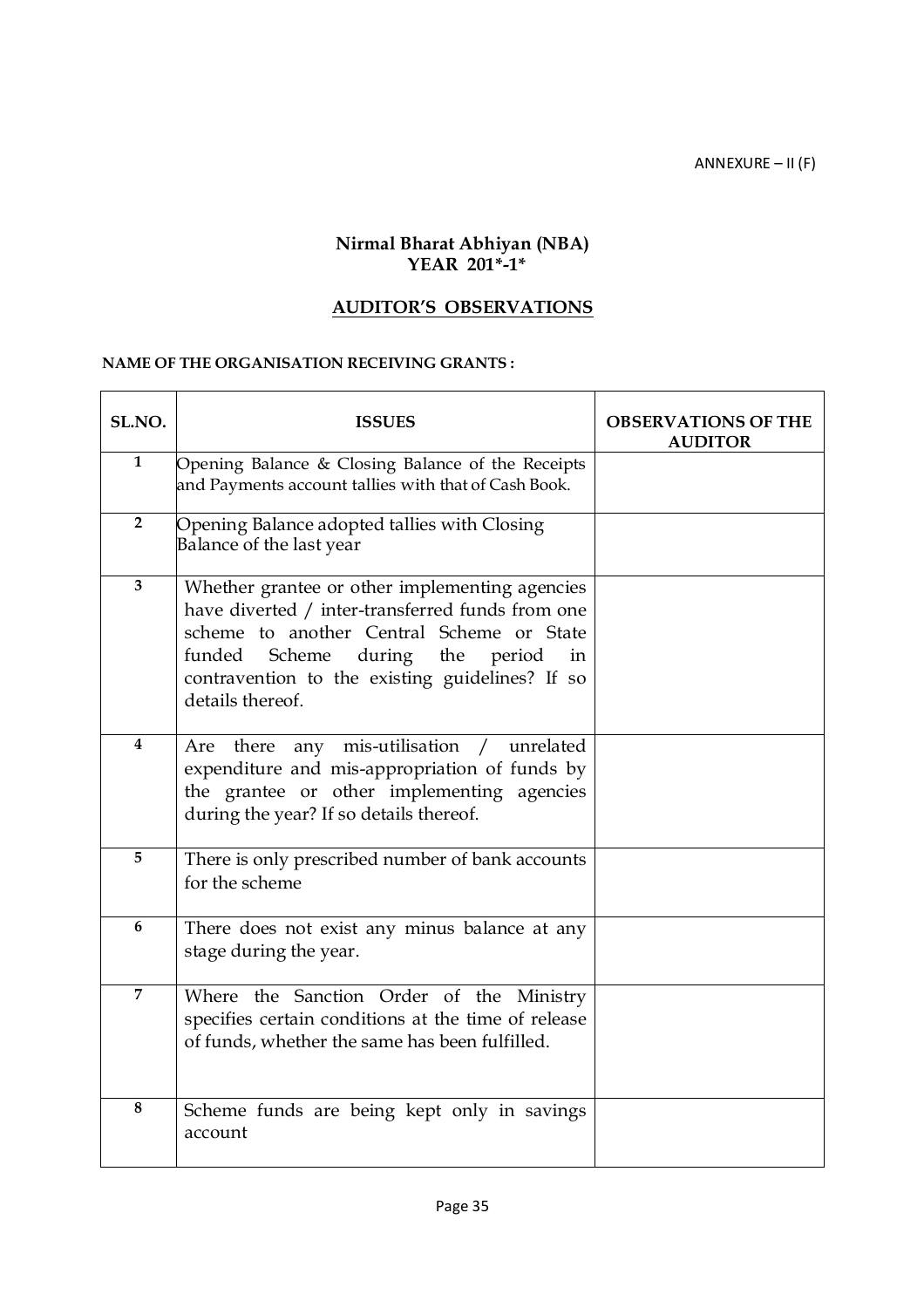ANNEXURE – II (F)

**Nirmal Bharat Abhiyan (NBA)**
**YEAR 201*-1***

## AUDITOR'S OBSERVATIONS

**NAME OF THE ORGANISATION RECEIVING GRANTS :**

| SL.NO. | ISSUES | OBSERVATIONS OF THE AUDITOR |
|---|---|---|
| 1 | Opening Balance & Closing Balance of the Receipts and Payments account tallies with that of Cash Book. | |
| 2 | Opening Balance adopted tallies with Closing Balance of the last year | |
| 3 | Whether grantee or other implementing agencies have diverted / inter-transferred funds from one scheme to another Central Scheme or State funded Scheme during the period in contravention to the existing guidelines? If so details thereof. | |
| 4 | Are there any mis-utilisation / unrelated expenditure and mis-appropriation of funds by the grantee or other implementing agencies during the year? If so details thereof. | |
| 5 | There is only prescribed number of bank accounts for the scheme | |
| 6 | There does not exist any minus balance at any stage during the year. | |
| 7 | Where the Sanction Order of the Ministry specifies certain conditions at the time of release of funds, whether the same has been fulfilled. | |
| 8 | Scheme funds are being kept only in savings account | |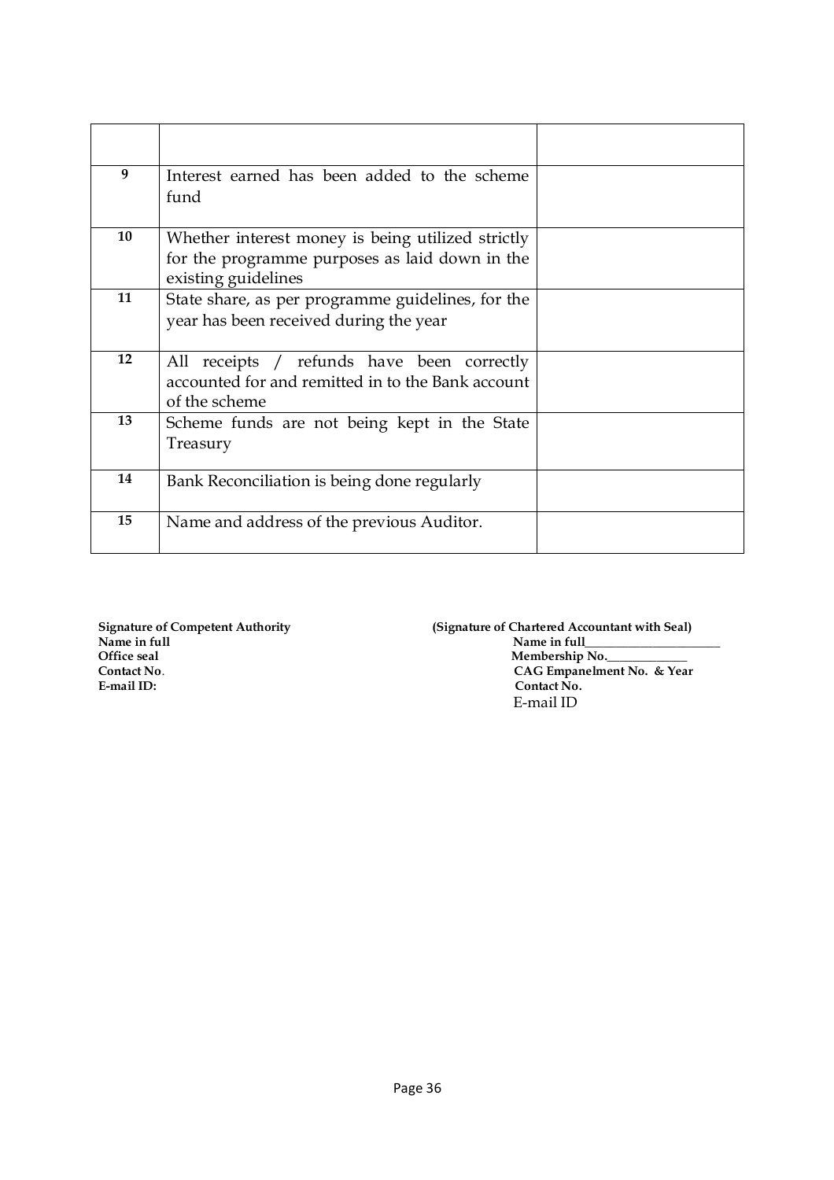| | | |
|---|---|---|
| 9 | Interest earned has been added to the scheme fund | |
| 10 | Whether interest money is being utilized strictly for the programme purposes as laid down in the existing guidelines | |
| 11 | State share, as per programme guidelines, for the year has been received during the year | |
| 12 | All receipts / refunds have been correctly accounted for and remitted in to the Bank account of the scheme | |
| 13 | Scheme funds are not being kept in the State Treasury | |
| 14 | Bank Reconciliation is being done regularly | |
| 15 | Name and address of the previous Auditor. | |

**Signature of Competent Authority**
**Name in full**
**Office seal**
**Contact No**.
**E-mail ID:**

**(Signature of Chartered Accountant with Seal)**
**Name in full**_____________________
**Membership No.**_____________
**CAG Empanelment No. & Year**
**Contact No.**
E-mail ID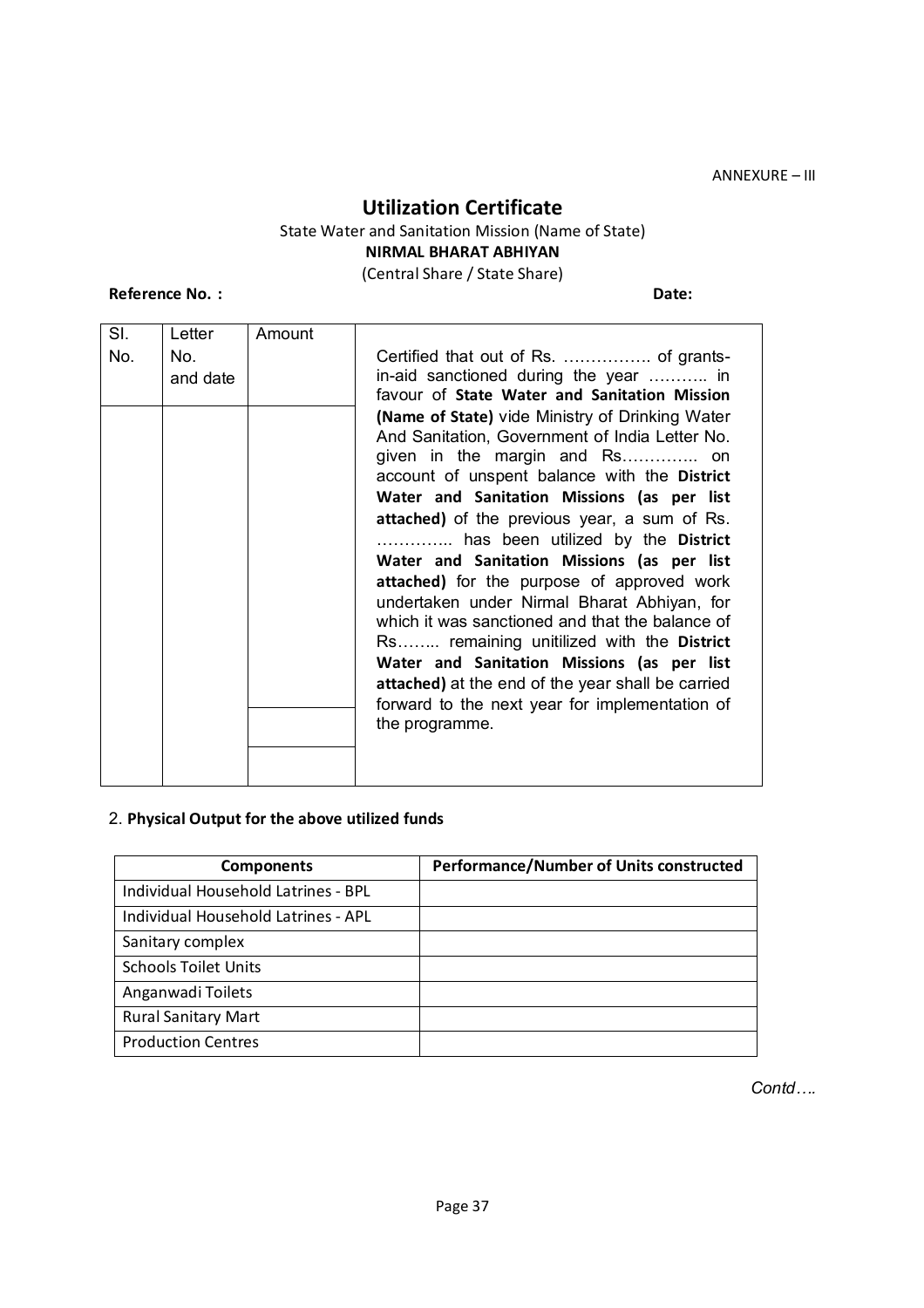ANNEXURE – III

# Utilization Certificate

State Water and Sanitation Mission (Name of State)

**NIRMAL BHARAT ABHIYAN**

(Central Share / State Share)

**Reference No. :** **Date:**

| Sl. No. | Letter No. and date | Amount | |
|---|---|---|---|
| | | | Certified that out of Rs. ……………. of grants-in-aid sanctioned during the year ……….. in favour of **State Water and Sanitation Mission (Name of State)** vide Ministry of Drinking Water And Sanitation, Government of India Letter No. given in the margin and Rs…………. on account of unspent balance with the **District Water and Sanitation Missions (as per list attached)** of the previous year, a sum of Rs. ………….. has been utilized by the **District Water and Sanitation Missions (as per list attached)** for the purpose of approved work undertaken under Nirmal Bharat Abhiyan, for which it was sanctioned and that the balance of Rs…….. remaining unitilized with the **District Water and Sanitation Missions (as per list attached)** at the end of the year shall be carried forward to the next year for implementation of the programme. |
| | | | |
| | | | |

2. **Physical Output for the above utilized funds**

| Components | Performance/Number of Units constructed |
|---|---|
| Individual Household Latrines - BPL | |
| Individual Household Latrines - APL | |
| Sanitary complex | |
| Schools Toilet Units | |
| Anganwadi Toilets | |
| Rural Sanitary Mart | |
| Production Centres | |

*Contd….*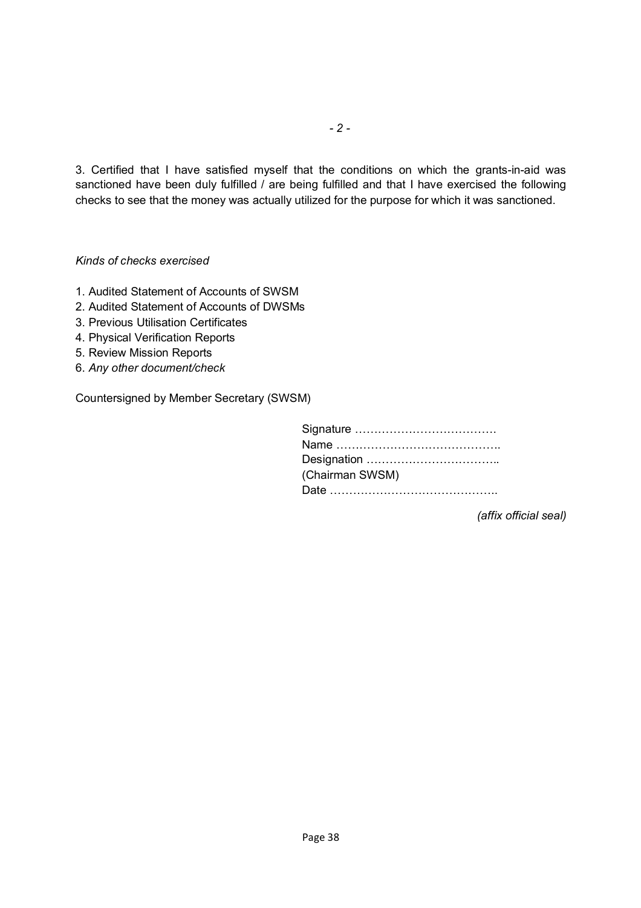3. Certified that I have satisfied myself that the conditions on which the grants-in-aid was sanctioned have been duly fulfilled / are being fulfilled and that I have exercised the following checks to see that the money was actually utilized for the purpose for which it was sanctioned.

*Kinds of checks exercised*

1. Audited Statement of Accounts of SWSM
2. Audited Statement of Accounts of DWSMs
3. Previous Utilisation Certificates
4. Physical Verification Reports
5. Review Mission Reports
6. *Any other document/check*

Countersigned by Member Secretary (SWSM)

Signature ………………………………
Name …………………………………….
Designation ……………………………..
(Chairman SWSM)
Date ……………………………………..

*(affix official seal)*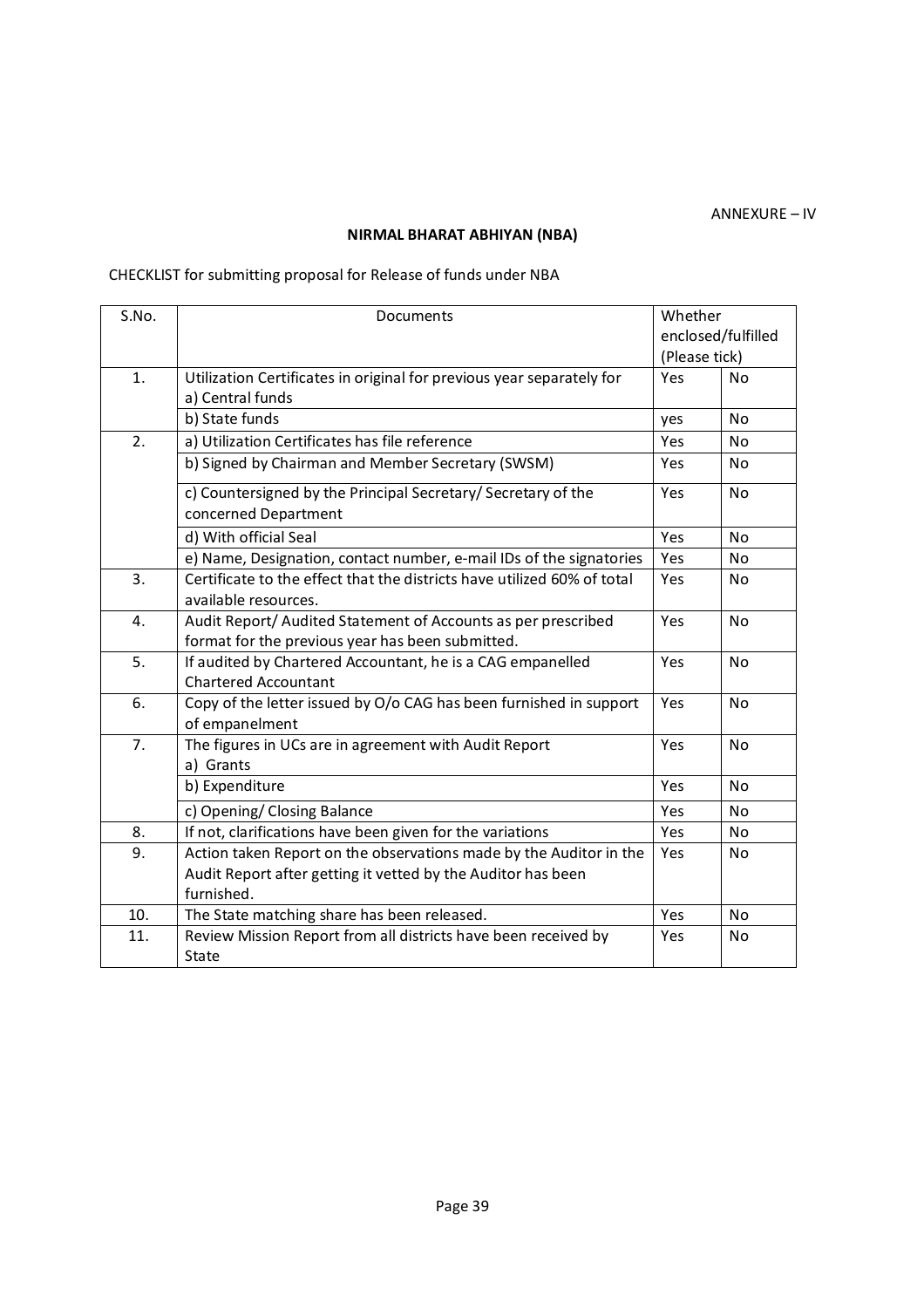ANNEXURE – IV

## NIRMAL BHARAT ABHIYAN (NBA)

CHECKLIST for submitting proposal for Release of funds under NBA

| S.No. | Documents | Whether enclosed/fulfilled (Please tick) | |
|---|---|---|---|
| 1. | Utilization Certificates in original for previous year separately for<br>a) Central funds | Yes | No |
| | b) State funds | yes | No |
| 2. | a) Utilization Certificates has file reference | Yes | No |
| | b) Signed by Chairman and Member Secretary (SWSM) | Yes | No |
| | c) Countersigned by the Principal Secretary/ Secretary of the concerned Department | Yes | No |
| | d) With official Seal | Yes | No |
| | e) Name, Designation, contact number, e-mail IDs of the signatories | Yes | No |
| 3. | Certificate to the effect that the districts have utilized 60% of total available resources. | Yes | No |
| 4. | Audit Report/ Audited Statement of Accounts as per prescribed format for the previous year has been submitted. | Yes | No |
| 5. | If audited by Chartered Accountant, he is a CAG empanelled Chartered Accountant | Yes | No |
| 6. | Copy of the letter issued by O/o CAG has been furnished in support of empanelment | Yes | No |
| 7. | The figures in UCs are in agreement with Audit Report<br>a) Grants | Yes | No |
| | b) Expenditure | Yes | No |
| | c) Opening/ Closing Balance | Yes | No |
| 8. | If not, clarifications have been given for the variations | Yes | No |
| 9. | Action taken Report on the observations made by the Auditor in the Audit Report after getting it vetted by the Auditor has been furnished. | Yes | No |
| 10. | The State matching share has been released. | Yes | No |
| 11. | Review Mission Report from all districts have been received by State | Yes | No |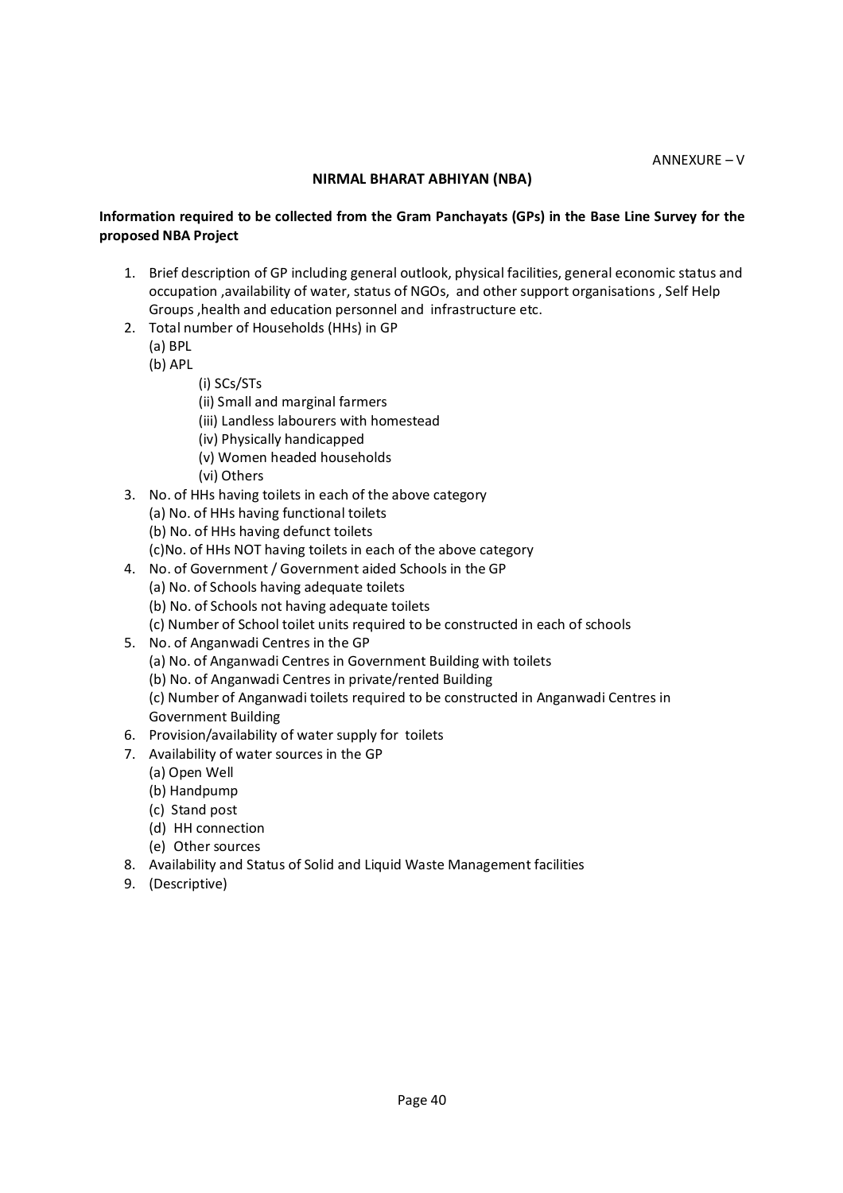ANNEXURE – V

## NIRMAL BHARAT ABHIYAN (NBA)

**Information required to be collected from the Gram Panchayats (GPs) in the Base Line Survey for the proposed NBA Project**

1. Brief description of GP including general outlook, physical facilities, general economic status and occupation ,availability of water, status of NGOs, and other support organisations , Self Help Groups ,health and education personnel and infrastructure etc.
2. Total number of Households (HHs) in GP
   (a) BPL
   (b) APL
      (i) SCs/STs
      (ii) Small and marginal farmers
      (iii) Landless labourers with homestead
      (iv) Physically handicapped
      (v) Women headed households
      (vi) Others
3. No. of HHs having toilets in each of the above category
   (a) No. of HHs having functional toilets
   (b) No. of HHs having defunct toilets
   (c)No. of HHs NOT having toilets in each of the above category
4. No. of Government / Government aided Schools in the GP
   (a) No. of Schools having adequate toilets
   (b) No. of Schools not having adequate toilets
   (c) Number of School toilet units required to be constructed in each of schools
5. No. of Anganwadi Centres in the GP
   (a) No. of Anganwadi Centres in Government Building with toilets
   (b) No. of Anganwadi Centres in private/rented Building
   (c) Number of Anganwadi toilets required to be constructed in Anganwadi Centres in Government Building
6. Provision/availability of water supply for toilets
7. Availability of water sources in the GP
   (a) Open Well
   (b) Handpump
   (c) Stand post
   (d) HH connection
   (e) Other sources
8. Availability and Status of Solid and Liquid Waste Management facilities
9. (Descriptive)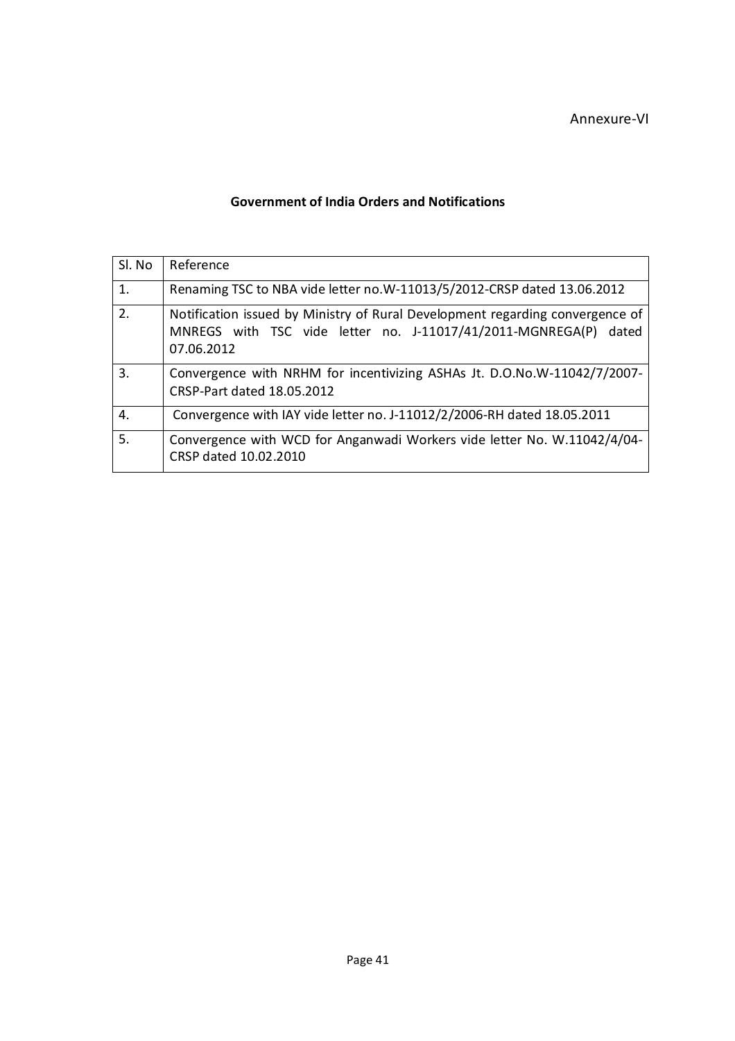Annexure-VI

## Government of India Orders and Notifications

| Sl. No | Reference |
|---|---|
| 1. | Renaming TSC to NBA vide letter no.W-11013/5/2012-CRSP dated 13.06.2012 |
| 2. | Notification issued by Ministry of Rural Development regarding convergence of MNREGS with TSC vide letter no. J-11017/41/2011-MGNREGA(P) dated 07.06.2012 |
| 3. | Convergence with NRHM for incentivizing ASHAs Jt. D.O.No.W-11042/7/2007-CRSP-Part dated 18.05.2012 |
| 4. | Convergence with IAY vide letter no. J-11012/2/2006-RH dated 18.05.2011 |
| 5. | Convergence with WCD for Anganwadi Workers vide letter No. W.11042/4/04-CRSP dated 10.02.2010 |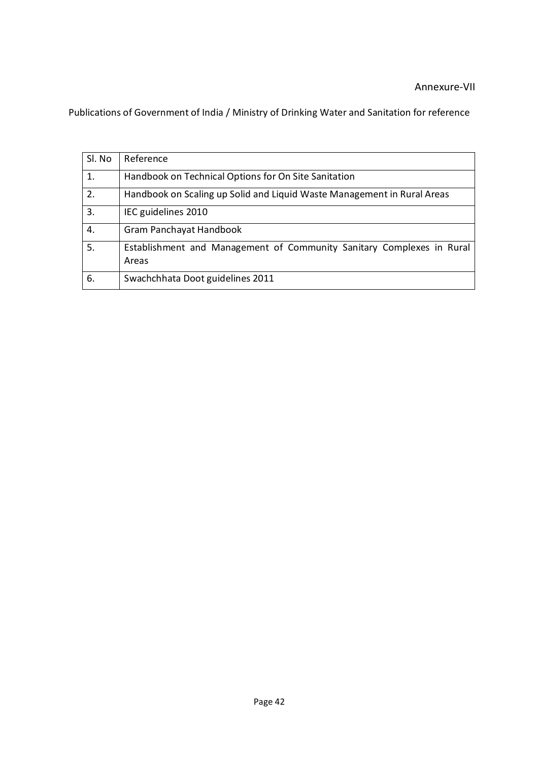Annexure-VII

Publications of Government of India / Ministry of Drinking Water and Sanitation for reference

| Sl. No | Reference |
|---|---|
| 1. | Handbook on Technical Options for On Site Sanitation |
| 2. | Handbook on Scaling up Solid and Liquid Waste Management in Rural Areas |
| 3. | IEC guidelines 2010 |
| 4. | Gram Panchayat Handbook |
| 5. | Establishment and Management of Community Sanitary Complexes in Rural Areas |
| 6. | Swachchhata Doot guidelines 2011 |